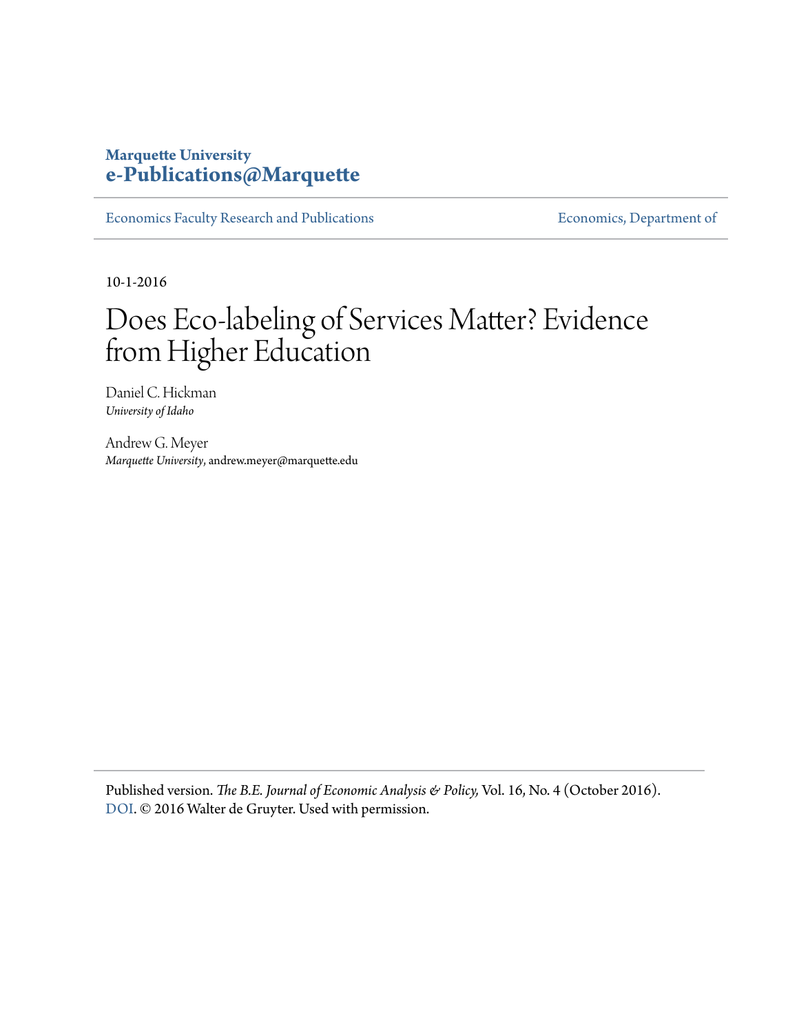**Marquette University**
**e-Publications@Marquette**

Economics Faculty Research and Publications | Economics, Department of

10-1-2016

# Does Eco-labeling of Services Matter? Evidence from Higher Education

Daniel C. Hickman
*University of Idaho*

Andrew G. Meyer
*Marquette University*, andrew.meyer@marquette.edu

Published version. *The B.E. Journal of Economic Analysis & Policy,* Vol. 16, No. 4 (October 2016). DOI. © 2016 Walter de Gruyter. Used with permission.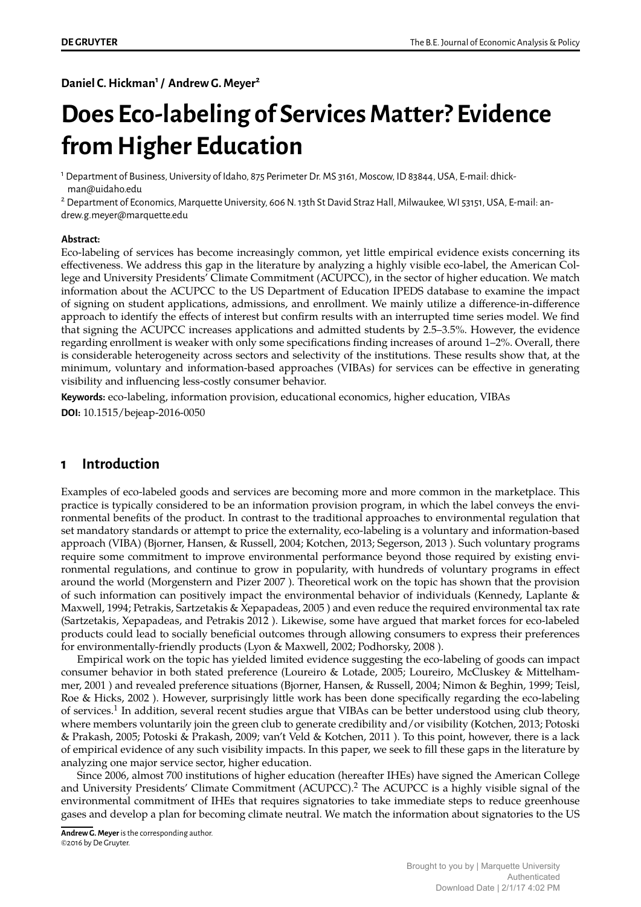**Daniel C. Hickman[1] / Andrew G. Meyer[2]**

# Does Eco-labeling of Services Matter? Evidence from Higher Education

[1] Department of Business, University of Idaho, 875 Perimeter Dr. MS 3161, Moscow, ID 83844, USA, E-mail: dhickman@uidaho.edu

[2] Department of Economics, Marquette University, 606 N. 13th St David Straz Hall, Milwaukee, WI 53151, USA, E-mail: andrew.g.meyer@marquette.edu

**Abstract:**

Eco-labeling of services has become increasingly common, yet little empirical evidence exists concerning its effectiveness. We address this gap in the literature by analyzing a highly visible eco-label, the American College and University Presidents' Climate Commitment (ACUPCC), in the sector of higher education. We match information about the ACUPCC to the US Department of Education IPEDS database to examine the impact of signing on student applications, admissions, and enrollment. We mainly utilize a difference-in-difference approach to identify the effects of interest but confirm results with an interrupted time series model. We find that signing the ACUPCC increases applications and admitted students by 2.5–3.5%. However, the evidence regarding enrollment is weaker with only some specifications finding increases of around 1–2%. Overall, there is considerable heterogeneity across sectors and selectivity of the institutions. These results show that, at the minimum, voluntary and information-based approaches (VIBAs) for services can be effective in generating visibility and influencing less-costly consumer behavior.

**Keywords:** eco-labeling, information provision, educational economics, higher education, VIBAs

**DOI:** 10.1515/bejeap-2016-0050

## 1 Introduction

Examples of eco-labeled goods and services are becoming more and more common in the marketplace. This practice is typically considered to be an information provision program, in which the label conveys the environmental benefits of the product. In contrast to the traditional approaches to environmental regulation that set mandatory standards or attempt to price the externality, eco-labeling is a voluntary and information-based approach (VIBA) (Bjorner, Hansen, & Russell, 2004; Kotchen, 2013; Segerson, 2013 ). Such voluntary programs require some commitment to improve environmental performance beyond those required by existing environmental regulations, and continue to grow in popularity, with hundreds of voluntary programs in effect around the world (Morgenstern and Pizer 2007 ). Theoretical work on the topic has shown that the provision of such information can positively impact the environmental behavior of individuals (Kennedy, Laplante & Maxwell, 1994; Petrakis, Sartzetakis & Xepapadeas, 2005 ) and even reduce the required environmental tax rate (Sartzetakis, Xepapadeas, and Petrakis 2012 ). Likewise, some have argued that market forces for eco-labeled products could lead to socially beneficial outcomes through allowing consumers to express their preferences for environmentally-friendly products (Lyon & Maxwell, 2002; Podhorsky, 2008 ).

Empirical work on the topic has yielded limited evidence suggesting the eco-labeling of goods can impact consumer behavior in both stated preference (Loureiro & Lotade, 2005; Loureiro, McCluskey & Mittelhammer, 2001 ) and revealed preference situations (Bjorner, Hansen, & Russell, 2004; Nimon & Beghin, 1999; Teisl, Roe & Hicks, 2002 ). However, surprisingly little work has been done specifically regarding the eco-labeling of services.[1] In addition, several recent studies argue that VIBAs can be better understood using club theory, where members voluntarily join the green club to generate credibility and/or visibility (Kotchen, 2013; Potoski & Prakash, 2005; Potoski & Prakash, 2009; van't Veld & Kotchen, 2011 ). To this point, however, there is a lack of empirical evidence of any such visibility impacts. In this paper, we seek to fill these gaps in the literature by analyzing one major service sector, higher education.

Since 2006, almost 700 institutions of higher education (hereafter IHEs) have signed the American College and University Presidents' Climate Commitment (ACUPCC).[2] The ACUPCC is a highly visible signal of the environmental commitment of IHEs that requires signatories to take immediate steps to reduce greenhouse gases and develop a plan for becoming climate neutral. We match the information about signatories to the US

**Andrew G. Meyer** is the corresponding author.
©2016 by De Gruyter.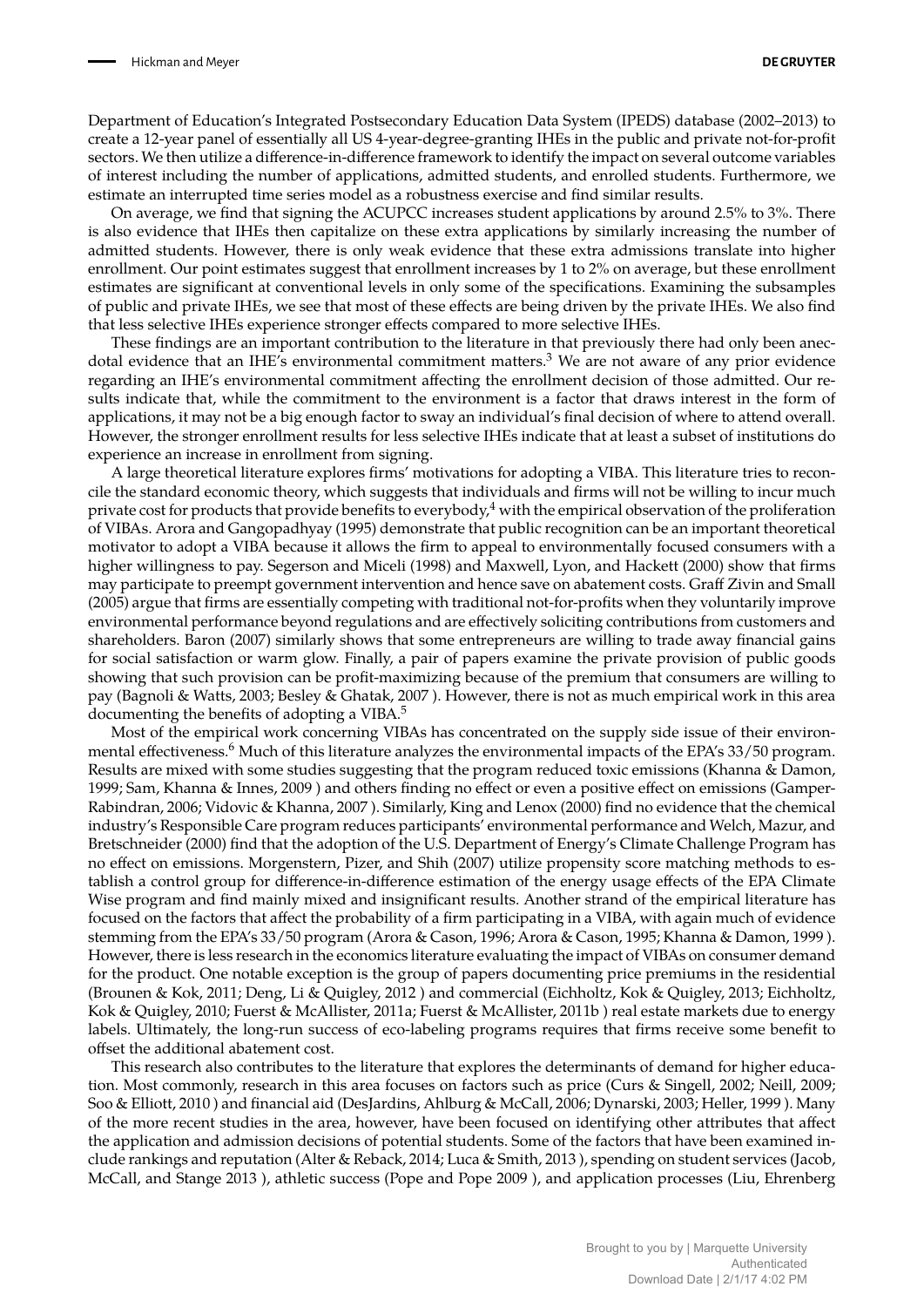Department of Education's Integrated Postsecondary Education Data System (IPEDS) database (2002–2013) to create a 12-year panel of essentially all US 4-year-degree-granting IHEs in the public and private not-for-profit sectors. We then utilize a difference-in-difference framework to identify the impact on several outcome variables of interest including the number of applications, admitted students, and enrolled students. Furthermore, we estimate an interrupted time series model as a robustness exercise and find similar results.

On average, we find that signing the ACUPCC increases student applications by around 2.5% to 3%. There is also evidence that IHEs then capitalize on these extra applications by similarly increasing the number of admitted students. However, there is only weak evidence that these extra admissions translate into higher enrollment. Our point estimates suggest that enrollment increases by 1 to 2% on average, but these enrollment estimates are significant at conventional levels in only some of the specifications. Examining the subsamples of public and private IHEs, we see that most of these effects are being driven by the private IHEs. We also find that less selective IHEs experience stronger effects compared to more selective IHEs.

These findings are an important contribution to the literature in that previously there had only been anecdotal evidence that an IHE's environmental commitment matters.[3] We are not aware of any prior evidence regarding an IHE's environmental commitment affecting the enrollment decision of those admitted. Our results indicate that, while the commitment to the environment is a factor that draws interest in the form of applications, it may not be a big enough factor to sway an individual's final decision of where to attend overall. However, the stronger enrollment results for less selective IHEs indicate that at least a subset of institutions do experience an increase in enrollment from signing.

A large theoretical literature explores firms' motivations for adopting a VIBA. This literature tries to reconcile the standard economic theory, which suggests that individuals and firms will not be willing to incur much private cost for products that provide benefits to everybody,[4] with the empirical observation of the proliferation of VIBAs. Arora and Gangopadhyay (1995) demonstrate that public recognition can be an important theoretical motivator to adopt a VIBA because it allows the firm to appeal to environmentally focused consumers with a higher willingness to pay. Segerson and Miceli (1998) and Maxwell, Lyon, and Hackett (2000) show that firms may participate to preempt government intervention and hence save on abatement costs. Graff Zivin and Small (2005) argue that firms are essentially competing with traditional not-for-profits when they voluntarily improve environmental performance beyond regulations and are effectively soliciting contributions from customers and shareholders. Baron (2007) similarly shows that some entrepreneurs are willing to trade away financial gains for social satisfaction or warm glow. Finally, a pair of papers examine the private provision of public goods showing that such provision can be profit-maximizing because of the premium that consumers are willing to pay (Bagnoli & Watts, 2003; Besley & Ghatak, 2007 ). However, there is not as much empirical work in this area documenting the benefits of adopting a VIBA.[5]

Most of the empirical work concerning VIBAs has concentrated on the supply side issue of their environmental effectiveness.[6] Much of this literature analyzes the environmental impacts of the EPA's 33/50 program. Results are mixed with some studies suggesting that the program reduced toxic emissions (Khanna & Damon, 1999; Sam, Khanna & Innes, 2009 ) and others finding no effect or even a positive effect on emissions (Gamper-Rabindran, 2006; Vidovic & Khanna, 2007 ). Similarly, King and Lenox (2000) find no evidence that the chemical industry's Responsible Care program reduces participants' environmental performance and Welch, Mazur, and Bretschneider (2000) find that the adoption of the U.S. Department of Energy's Climate Challenge Program has no effect on emissions. Morgenstern, Pizer, and Shih (2007) utilize propensity score matching methods to establish a control group for difference-in-difference estimation of the energy usage effects of the EPA Climate Wise program and find mainly mixed and insignificant results. Another strand of the empirical literature has focused on the factors that affect the probability of a firm participating in a VIBA, with again much of evidence stemming from the EPA's 33/50 program (Arora & Cason, 1996; Arora & Cason, 1995; Khanna & Damon, 1999 ). However, there is less research in the economics literature evaluating the impact of VIBAs on consumer demand for the product. One notable exception is the group of papers documenting price premiums in the residential (Brounen & Kok, 2011; Deng, Li & Quigley, 2012 ) and commercial (Eichholtz, Kok & Quigley, 2013; Eichholtz, Kok & Quigley, 2010; Fuerst & McAllister, 2011a; Fuerst & McAllister, 2011b ) real estate markets due to energy labels. Ultimately, the long-run success of eco-labeling programs requires that firms receive some benefit to offset the additional abatement cost.

This research also contributes to the literature that explores the determinants of demand for higher education. Most commonly, research in this area focuses on factors such as price (Curs & Singell, 2002; Neill, 2009; Soo & Elliott, 2010 ) and financial aid (DesJardins, Ahlburg & McCall, 2006; Dynarski, 2003; Heller, 1999 ). Many of the more recent studies in the area, however, have been focused on identifying other attributes that affect the application and admission decisions of potential students. Some of the factors that have been examined include rankings and reputation (Alter & Reback, 2014; Luca & Smith, 2013 ), spending on student services (Jacob, McCall, and Stange 2013 ), athletic success (Pope and Pope 2009 ), and application processes (Liu, Ehrenberg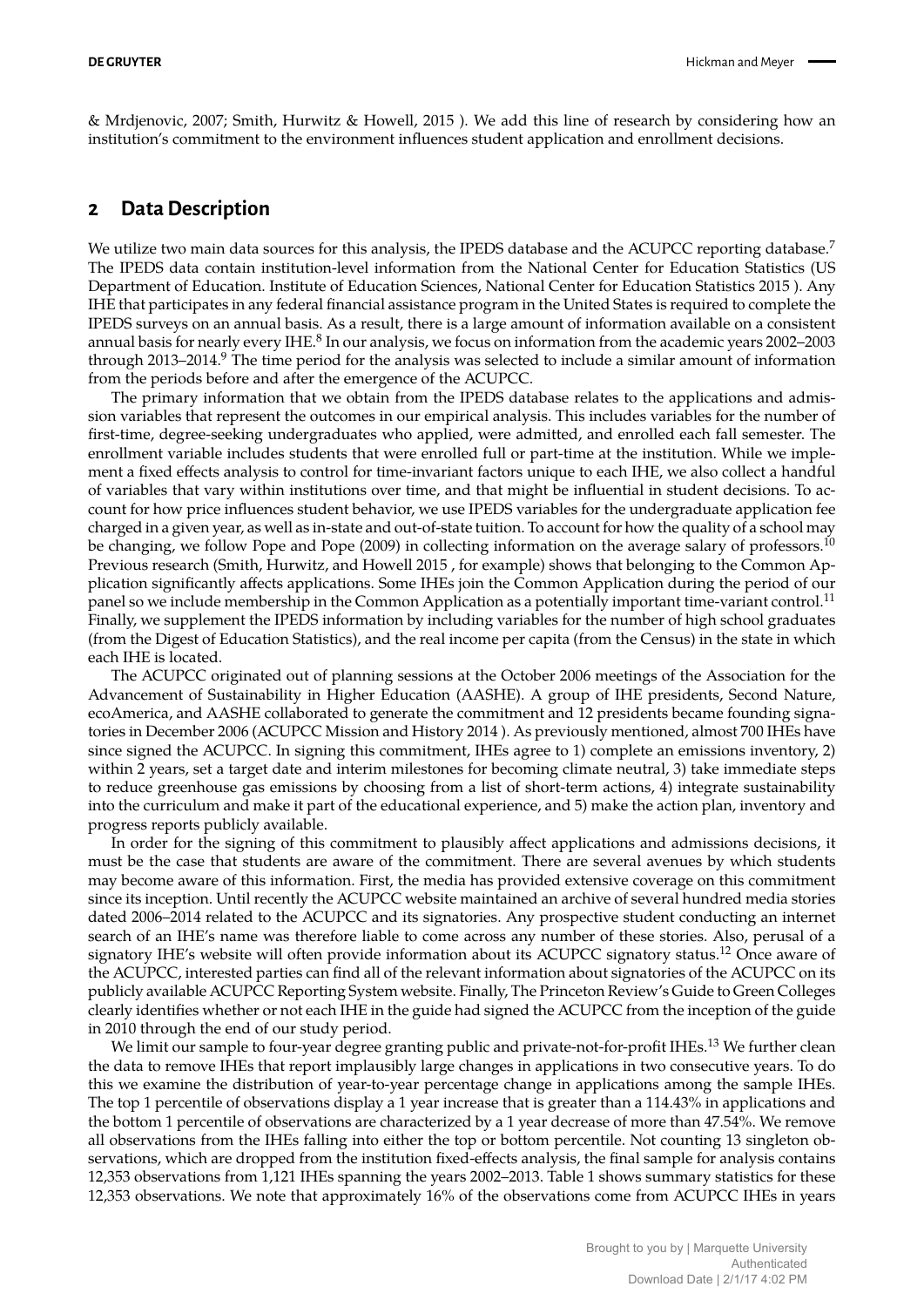& Mrdjenovic, 2007; Smith, Hurwitz & Howell, 2015 ). We add this line of research by considering how an institution's commitment to the environment influences student application and enrollment decisions.

## 2 Data Description

We utilize two main data sources for this analysis, the IPEDS database and the ACUPCC reporting database.[7] The IPEDS data contain institution-level information from the National Center for Education Statistics (US Department of Education. Institute of Education Sciences, National Center for Education Statistics 2015 ). Any IHE that participates in any federal financial assistance program in the United States is required to complete the IPEDS surveys on an annual basis. As a result, there is a large amount of information available on a consistent annual basis for nearly every IHE.[8] In our analysis, we focus on information from the academic years 2002–2003 through 2013–2014.[9] The time period for the analysis was selected to include a similar amount of information from the periods before and after the emergence of the ACUPCC.

The primary information that we obtain from the IPEDS database relates to the applications and admission variables that represent the outcomes in our empirical analysis. This includes variables for the number of first-time, degree-seeking undergraduates who applied, were admitted, and enrolled each fall semester. The enrollment variable includes students that were enrolled full or part-time at the institution. While we implement a fixed effects analysis to control for time-invariant factors unique to each IHE, we also collect a handful of variables that vary within institutions over time, and that might be influential in student decisions. To account for how price influences student behavior, we use IPEDS variables for the undergraduate application fee charged in a given year, as well as in-state and out-of-state tuition. To account for how the quality of a school may be changing, we follow Pope and Pope (2009) in collecting information on the average salary of professors.[10] Previous research (Smith, Hurwitz, and Howell 2015 , for example) shows that belonging to the Common Application significantly affects applications. Some IHEs join the Common Application during the period of our panel so we include membership in the Common Application as a potentially important time-variant control.[11] Finally, we supplement the IPEDS information by including variables for the number of high school graduates (from the Digest of Education Statistics), and the real income per capita (from the Census) in the state in which each IHE is located.

The ACUPCC originated out of planning sessions at the October 2006 meetings of the Association for the Advancement of Sustainability in Higher Education (AASHE). A group of IHE presidents, Second Nature, ecoAmerica, and AASHE collaborated to generate the commitment and 12 presidents became founding signatories in December 2006 (ACUPCC Mission and History 2014 ). As previously mentioned, almost 700 IHEs have since signed the ACUPCC. In signing this commitment, IHEs agree to 1) complete an emissions inventory, 2) within 2 years, set a target date and interim milestones for becoming climate neutral, 3) take immediate steps to reduce greenhouse gas emissions by choosing from a list of short-term actions, 4) integrate sustainability into the curriculum and make it part of the educational experience, and 5) make the action plan, inventory and progress reports publicly available.

In order for the signing of this commitment to plausibly affect applications and admissions decisions, it must be the case that students are aware of the commitment. There are several avenues by which students may become aware of this information. First, the media has provided extensive coverage on this commitment since its inception. Until recently the ACUPCC website maintained an archive of several hundred media stories dated 2006–2014 related to the ACUPCC and its signatories. Any prospective student conducting an internet search of an IHE's name was therefore liable to come across any number of these stories. Also, perusal of a signatory IHE's website will often provide information about its ACUPCC signatory status.[12] Once aware of the ACUPCC, interested parties can find all of the relevant information about signatories of the ACUPCC on its publicly available ACUPCC Reporting System website. Finally, The Princeton Review's Guide to Green Colleges clearly identifies whether or not each IHE in the guide had signed the ACUPCC from the inception of the guide in 2010 through the end of our study period.

We limit our sample to four-year degree granting public and private-not-for-profit IHEs.[13] We further clean the data to remove IHEs that report implausibly large changes in applications in two consecutive years. To do this we examine the distribution of year-to-year percentage change in applications among the sample IHEs. The top 1 percentile of observations display a 1 year increase that is greater than a 114.43% in applications and the bottom 1 percentile of observations are characterized by a 1 year decrease of more than 47.54%. We remove all observations from the IHEs falling into either the top or bottom percentile. Not counting 13 singleton observations, which are dropped from the institution fixed-effects analysis, the final sample for analysis contains 12,353 observations from 1,121 IHEs spanning the years 2002–2013. Table 1 shows summary statistics for these 12,353 observations. We note that approximately 16% of the observations come from ACUPCC IHEs in years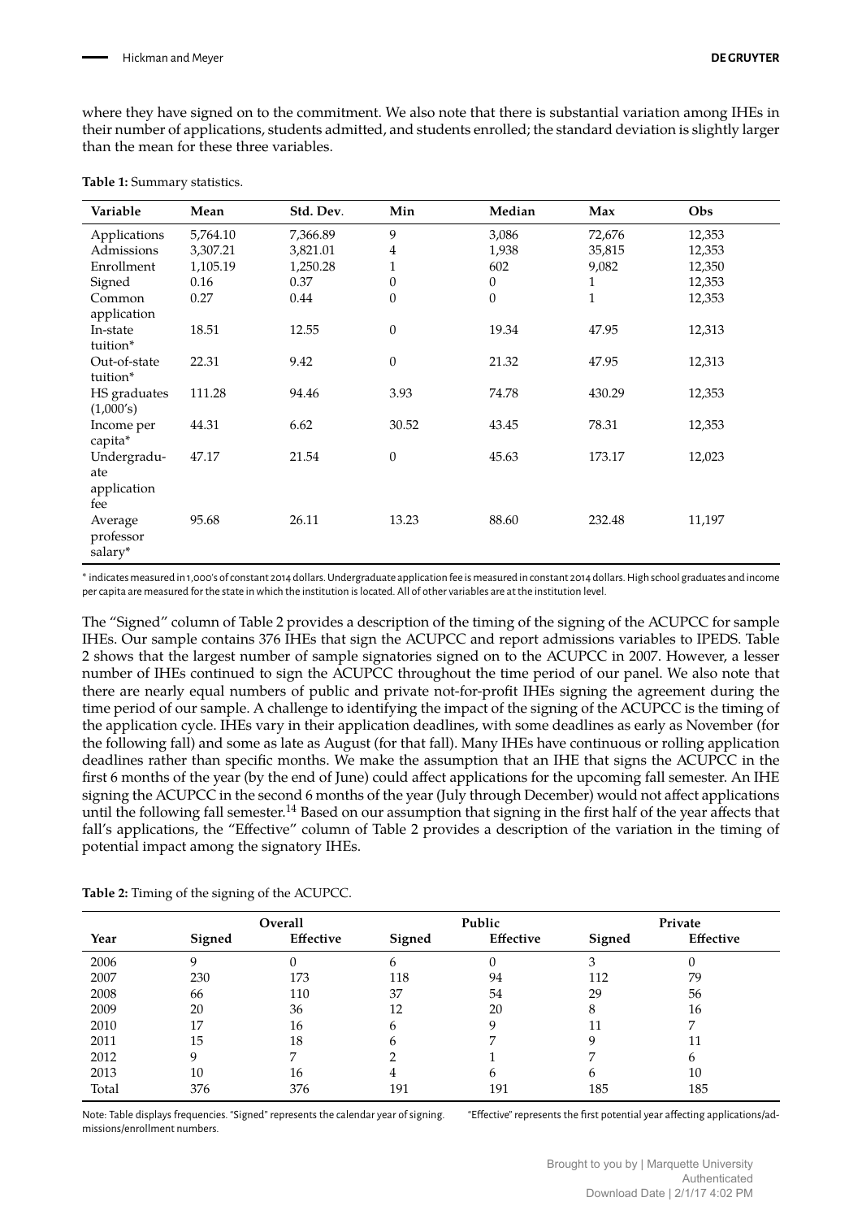where they have signed on to the commitment. We also note that there is substantial variation among IHEs in their number of applications, students admitted, and students enrolled; the standard deviation is slightly larger than the mean for these three variables.

**Table 1:** Summary statistics.

| Variable | Mean | Std. Dev. | Min | Median | Max | Obs |
|---|---|---|---|---|---|---|
| Applications | 5,764.10 | 7,366.89 | 9 | 3,086 | 72,676 | 12,353 |
| Admissions | 3,307.21 | 3,821.01 | 4 | 1,938 | 35,815 | 12,353 |
| Enrollment | 1,105.19 | 1,250.28 | 1 | 602 | 9,082 | 12,350 |
| Signed | 0.16 | 0.37 | 0 | 0 | 1 | 12,353 |
| Common application | 0.27 | 0.44 | 0 | 0 | 1 | 12,353 |
| In-state tuition* | 18.51 | 12.55 | 0 | 19.34 | 47.95 | 12,313 |
| Out-of-state tuition* | 22.31 | 9.42 | 0 | 21.32 | 47.95 | 12,313 |
| HS graduates (1,000's) | 111.28 | 94.46 | 3.93 | 74.78 | 430.29 | 12,353 |
| Income per capita* | 44.31 | 6.62 | 30.52 | 43.45 | 78.31 | 12,353 |
| Undergraduate application fee | 47.17 | 21.54 | 0 | 45.63 | 173.17 | 12,023 |
| Average professor salary* | 95.68 | 26.11 | 13.23 | 88.60 | 232.48 | 11,197 |

\* indicates measured in 1,000's of constant 2014 dollars. Undergraduate application fee is measured in constant 2014 dollars. High school graduates and income per capita are measured for the state in which the institution is located. All of other variables are at the institution level.

The "Signed" column of Table 2 provides a description of the timing of the signing of the ACUPCC for sample IHEs. Our sample contains 376 IHEs that sign the ACUPCC and report admissions variables to IPEDS. Table 2 shows that the largest number of sample signatories signed on to the ACUPCC in 2007. However, a lesser number of IHEs continued to sign the ACUPCC throughout the time period of our panel. We also note that there are nearly equal numbers of public and private not-for-profit IHEs signing the agreement during the time period of our sample. A challenge to identifying the impact of the signing of the ACUPCC is the timing of the application cycle. IHEs vary in their application deadlines, with some deadlines as early as November (for the following fall) and some as late as August (for that fall). Many IHEs have continuous or rolling application deadlines rather than specific months. We make the assumption that an IHE that signs the ACUPCC in the first 6 months of the year (by the end of June) could affect applications for the upcoming fall semester. An IHE signing the ACUPCC in the second 6 months of the year (July through December) would not affect applications until the following fall semester.[14] Based on our assumption that signing in the first half of the year affects that fall's applications, the "Effective" column of Table 2 provides a description of the variation in the timing of potential impact among the signatory IHEs.

**Table 2:** Timing of the signing of the ACUPCC.

| | Overall | | Public | | Private | |
|---|---|---|---|---|---|---|
| Year | Signed | Effective | Signed | Effective | Signed | Effective |
| 2006 | 9 | 0 | 6 | 0 | 3 | 0 |
| 2007 | 230 | 173 | 118 | 94 | 112 | 79 |
| 2008 | 66 | 110 | 37 | 54 | 29 | 56 |
| 2009 | 20 | 36 | 12 | 20 | 8 | 16 |
| 2010 | 17 | 16 | 6 | 9 | 11 | 7 |
| 2011 | 15 | 18 | 6 | 7 | 9 | 11 |
| 2012 | 9 | 7 | 2 | 1 | 7 | 6 |
| 2013 | 10 | 16 | 4 | 6 | 6 | 10 |
| Total | 376 | 376 | 191 | 191 | 185 | 185 |

Note: Table displays frequencies. "Signed" represents the calendar year of signing. "Effective" represents the first potential year affecting applications/admissions/enrollment numbers.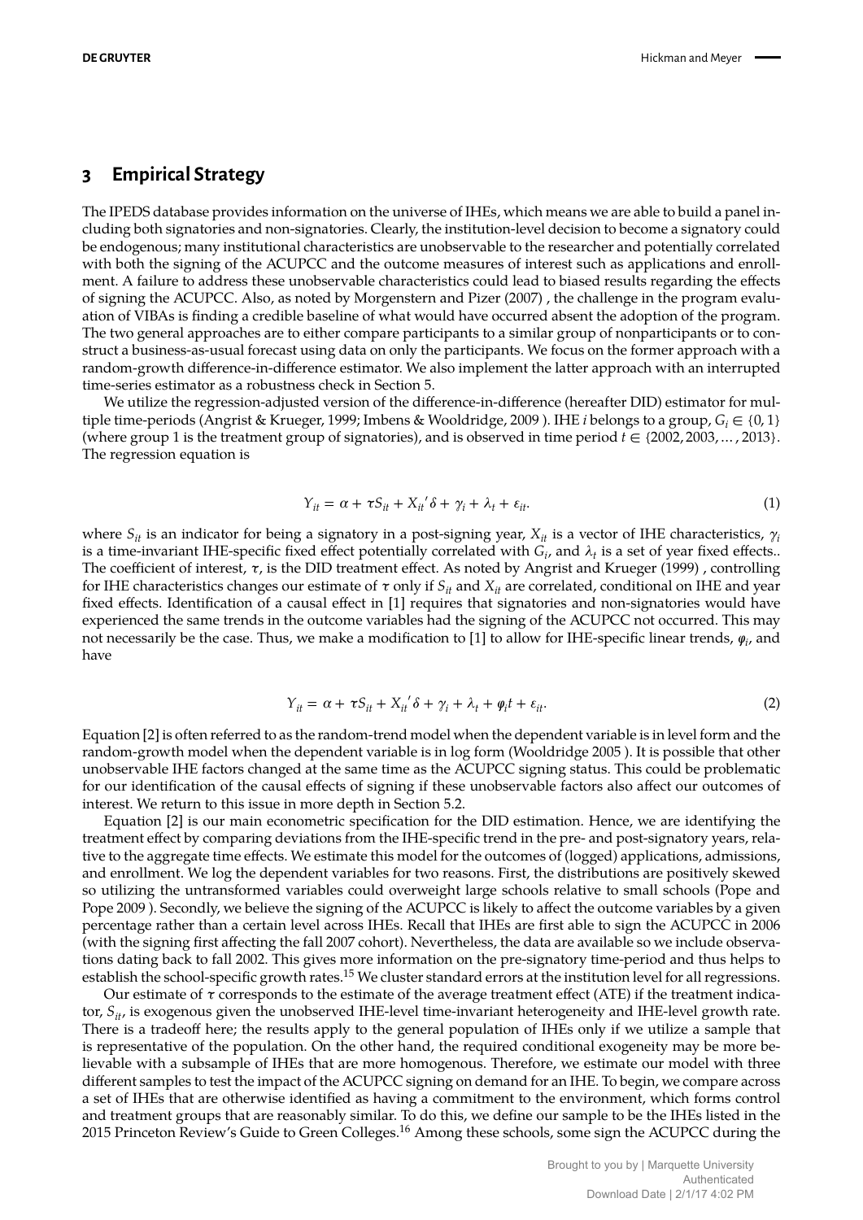## 3 Empirical Strategy

The IPEDS database provides information on the universe of IHEs, which means we are able to build a panel including both signatories and non-signatories. Clearly, the institution-level decision to become a signatory could be endogenous; many institutional characteristics are unobservable to the researcher and potentially correlated with both the signing of the ACUPCC and the outcome measures of interest such as applications and enrollment. A failure to address these unobservable characteristics could lead to biased results regarding the effects of signing the ACUPCC. Also, as noted by Morgenstern and Pizer (2007) , the challenge in the program evaluation of VIBAs is finding a credible baseline of what would have occurred absent the adoption of the program. The two general approaches are to either compare participants to a similar group of nonparticipants or to construct a business-as-usual forecast using data on only the participants. We focus on the former approach with a random-growth difference-in-difference estimator. We also implement the latter approach with an interrupted time-series estimator as a robustness check in Section 5.

We utilize the regression-adjusted version of the difference-in-difference (hereafter DID) estimator for multiple time-periods (Angrist & Krueger, 1999; Imbens & Wooldridge, 2009 ). IHE $i$ belongs to a group, $G_i \in \{0, 1\}$ (where group 1 is the treatment group of signatories), and is observed in time period $t \in \{2002, 2003, \ldots, 2013\}$. The regression equation is

$$Y_{it} = \alpha + \tau S_{it} + X_{it}{'}\delta + \gamma_i + \lambda_t + \varepsilon_{it}. \tag{1}$$

where $S_{it}$ is an indicator for being a signatory in a post-signing year, $X_{it}$ is a vector of IHE characteristics, $\gamma_i$ is a time-invariant IHE-specific fixed effect potentially correlated with $G_i$, and $\lambda_t$ is a set of year fixed effects.. The coefficient of interest, $\tau$, is the DID treatment effect. As noted by Angrist and Krueger (1999) , controlling for IHE characteristics changes our estimate of $\tau$ only if $S_{it}$ and $X_{it}$ are correlated, conditional on IHE and year fixed effects. Identification of a causal effect in [1] requires that signatories and non-signatories would have experienced the same trends in the outcome variables had the signing of the ACUPCC not occurred. This may not necessarily be the case. Thus, we make a modification to [1] to allow for IHE-specific linear trends, $\varphi_i$, and have

$$Y_{it} = \alpha + \tau S_{it} + X_{it}{'}\delta + \gamma_i + \lambda_t + \varphi_i t + \varepsilon_{it}. \tag{2}$$

Equation [2] is often referred to as the random-trend model when the dependent variable is in level form and the random-growth model when the dependent variable is in log form (Wooldridge 2005 ). It is possible that other unobservable IHE factors changed at the same time as the ACUPCC signing status. This could be problematic for our identification of the causal effects of signing if these unobservable factors also affect our outcomes of interest. We return to this issue in more depth in Section 5.2.

Equation [2] is our main econometric specification for the DID estimation. Hence, we are identifying the treatment effect by comparing deviations from the IHE-specific trend in the pre- and post-signatory years, relative to the aggregate time effects. We estimate this model for the outcomes of (logged) applications, admissions, and enrollment. We log the dependent variables for two reasons. First, the distributions are positively skewed so utilizing the untransformed variables could overweight large schools relative to small schools (Pope and Pope 2009 ). Secondly, we believe the signing of the ACUPCC is likely to affect the outcome variables by a given percentage rather than a certain level across IHEs. Recall that IHEs are first able to sign the ACUPCC in 2006 (with the signing first affecting the fall 2007 cohort). Nevertheless, the data are available so we include observations dating back to fall 2002. This gives more information on the pre-signatory time-period and thus helps to establish the school-specific growth rates.[15] We cluster standard errors at the institution level for all regressions.

Our estimate of $\tau$ corresponds to the estimate of the average treatment effect (ATE) if the treatment indicator, $S_{it}$, is exogenous given the unobserved IHE-level time-invariant heterogeneity and IHE-level growth rate. There is a tradeoff here; the results apply to the general population of IHEs only if we utilize a sample that is representative of the population. On the other hand, the required conditional exogeneity may be more believable with a subsample of IHEs that are more homogenous. Therefore, we estimate our model with three different samples to test the impact of the ACUPCC signing on demand for an IHE. To begin, we compare across a set of IHEs that are otherwise identified as having a commitment to the environment, which forms control and treatment groups that are reasonably similar. To do this, we define our sample to be the IHEs listed in the 2015 Princeton Review's Guide to Green Colleges.[16] Among these schools, some sign the ACUPCC during the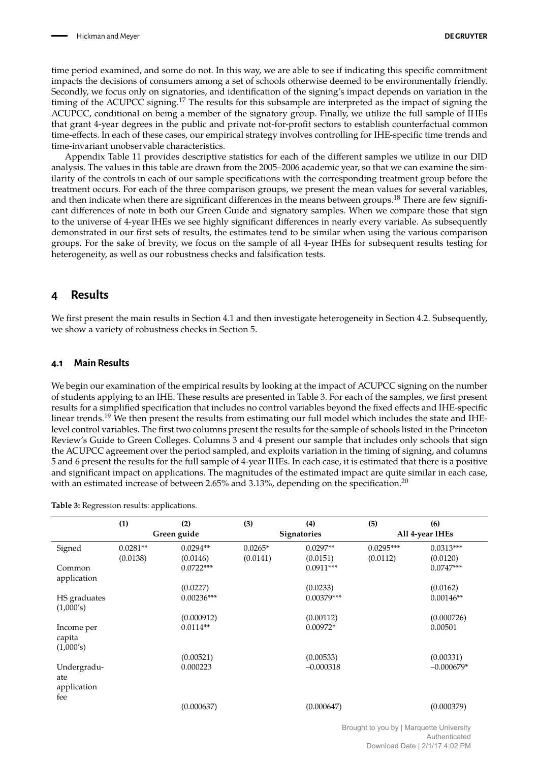time period examined, and some do not. In this way, we are able to see if indicating this specific commitment impacts the decisions of consumers among a set of schools otherwise deemed to be environmentally friendly. Secondly, we focus only on signatories, and identification of the signing's impact depends on variation in the timing of the ACUPCC signing.[17] The results for this subsample are interpreted as the impact of signing the ACUPCC, conditional on being a member of the signatory group. Finally, we utilize the full sample of IHEs that grant 4-year degrees in the public and private not-for-profit sectors to establish counterfactual common time-effects. In each of these cases, our empirical strategy involves controlling for IHE-specific time trends and time-invariant unobservable characteristics.

Appendix Table 11 provides descriptive statistics for each of the different samples we utilize in our DID analysis. The values in this table are drawn from the 2005–2006 academic year, so that we can examine the similarity of the controls in each of our sample specifications with the corresponding treatment group before the treatment occurs. For each of the three comparison groups, we present the mean values for several variables, and then indicate when there are significant differences in the means between groups.[18] There are few significant differences of note in both our Green Guide and signatory samples. When we compare those that sign to the universe of 4-year IHEs we see highly significant differences in nearly every variable. As subsequently demonstrated in our first sets of results, the estimates tend to be similar when using the various comparison groups. For the sake of brevity, we focus on the sample of all 4-year IHEs for subsequent results testing for heterogeneity, as well as our robustness checks and falsification tests.

# 4 Results

We first present the main results in Section 4.1 and then investigate heterogeneity in Section 4.2. Subsequently, we show a variety of robustness checks in Section 5.

## 4.1 Main Results

We begin our examination of the empirical results by looking at the impact of ACUPCC signing on the number of students applying to an IHE. These results are presented in Table 3. For each of the samples, we first present results for a simplified specification that includes no control variables beyond the fixed effects and IHE-specific linear trends.[19] We then present the results from estimating our full model which includes the state and IHE-level control variables. The first two columns present the results for the sample of schools listed in the Princeton Review's Guide to Green Colleges. Columns 3 and 4 present our sample that includes only schools that sign the ACUPCC agreement over the period sampled, and exploits variation in the timing of signing, and columns 5 and 6 present the results for the full sample of 4-year IHEs. In each case, it is estimated that there is a positive and significant impact on applications. The magnitudes of the estimated impact are quite similar in each case, with an estimated increase of between 2.65% and 3.13%, depending on the specification.[20]

**Table 3:** Regression results: applications.

| | (1) | (2) | (3) | (4) | (5) | (6) |
|---|---|---|---|---|---|---|
| | Green guide | | Signatories | | All 4-year IHEs | |
| Signed | 0.0281** | 0.0294** | 0.0265* | 0.0297** | 0.0295*** | 0.0313*** |
| | (0.0138) | (0.0146) | (0.0141) | (0.0151) | (0.0112) | (0.0120) |
| Common application | | 0.0722*** | | 0.0911*** | | 0.0747*** |
| | | (0.0227) | | (0.0233) | | (0.0162) |
| HS graduates (1,000's) | | 0.00236*** | | 0.00379*** | | 0.00146** |
| | | (0.000912) | | (0.00112) | | (0.000726) |
| Income per capita (1,000's) | | 0.0114** | | 0.00972* | | 0.00501 |
| | | (0.00521) | | (0.00533) | | (0.00331) |
| Undergraduate application fee | | 0.000223 | | −0.000318 | | −0.000679* |
| | | (0.000637) | | (0.000647) | | (0.000379) |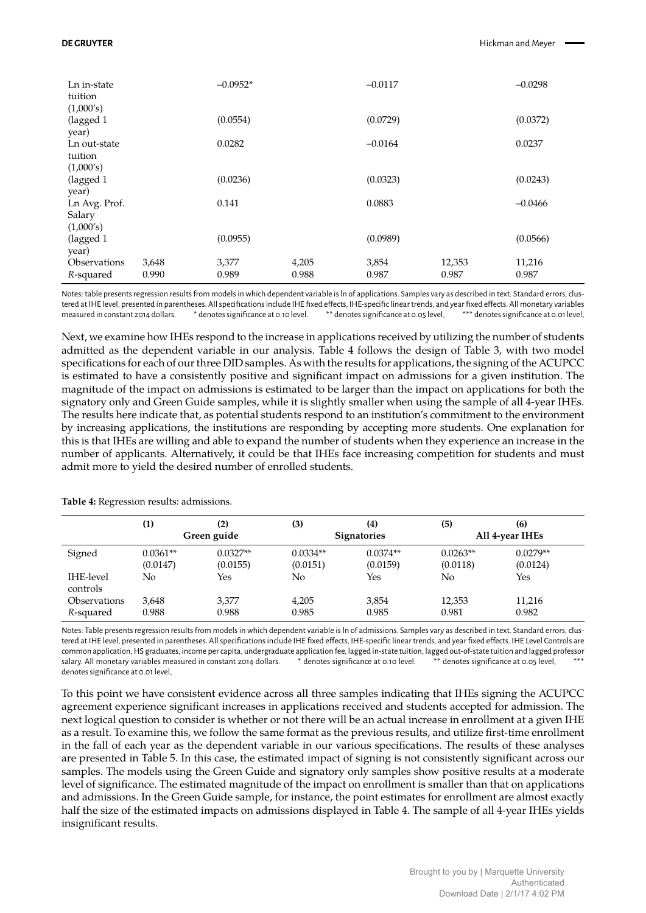| | (1) | (2) | (3) | (4) | (5) | (6) |
|---|---|---|---|---|---|---|
| Ln in-state tuition (1,000's) (lagged 1 year) | | −0.0952* | | −0.0117 | | −0.0298 |
| | | (0.0554) | | (0.0729) | | (0.0372) |
| Ln out-state tuition (1,000's) (lagged 1 year) | | 0.0282 | | −0.0164 | | 0.0237 |
| | | (0.0236) | | (0.0323) | | (0.0243) |
| Ln Avg. Prof. Salary (1,000's) (lagged 1 year) | | 0.141 | | 0.0883 | | −0.0466 |
| | | (0.0955) | | (0.0989) | | (0.0566) |
| Observations | 3,648 | 3,377 | 4,205 | 3,854 | 12,353 | 11,216 |
| $R$-squared | 0.990 | 0.989 | 0.988 | 0.987 | 0.987 | 0.987 |

Notes: table presents regression results from models in which dependent variable is ln of applications. Samples vary as described in text. Standard errors, clustered at IHE level, presented in parentheses. All specifications include IHE fixed effects, IHE-specific linear trends, and year fixed effects. All monetary variables measured in constant 2014 dollars. * denotes significance at 0.10 level. ** denotes significance at 0.05 level, *** denotes significance at 0.01 level,

Next, we examine how IHEs respond to the increase in applications received by utilizing the number of students admitted as the dependent variable in our analysis. Table 4 follows the design of Table 3, with two model specifications for each of our three DID samples. As with the results for applications, the signing of the ACUPCC is estimated to have a consistently positive and significant impact on admissions for a given institution. The magnitude of the impact on admissions is estimated to be larger than the impact on applications for both the signatory only and Green Guide samples, while it is slightly smaller when using the sample of all 4-year IHEs. The results here indicate that, as potential students respond to an institution's commitment to the environment by increasing applications, the institutions are responding by accepting more students. One explanation for this is that IHEs are willing and able to expand the number of students when they experience an increase in the number of applicants. Alternatively, it could be that IHEs face increasing competition for students and must admit more to yield the desired number of enrolled students.

**Table 4:** Regression results: admissions.

| | (1) | (2) | (3) | (4) | (5) | (6) |
|---|---|---|---|---|---|---|
| | Green guide | | Signatories | | All 4-year IHEs | |
| Signed | 0.0361** | 0.0327** | 0.0334** | 0.0374** | 0.0263** | 0.0279** |
| | (0.0147) | (0.0155) | (0.0151) | (0.0159) | (0.0118) | (0.0124) |
| IHE-level controls | No | Yes | No | Yes | No | Yes |
| Observations | 3,648 | 3,377 | 4,205 | 3,854 | 12,353 | 11,216 |
| $R$-squared | 0.988 | 0.988 | 0.985 | 0.985 | 0.981 | 0.982 |

Notes: Table presents regression results from models in which dependent variable is ln of admissions. Samples vary as described in text. Standard errors, clustered at IHE level, presented in parentheses. All specifications include IHE fixed effects, IHE-specific linear trends, and year fixed effects. IHE Level Controls are common application, HS graduates, income per capita, undergraduate application fee, lagged in-state tuition, lagged out-of-state tuition and lagged professor salary. All monetary variables measured in constant 2014 dollars. * denotes significance at 0.10 level. ** denotes significance at 0.05 level, *** denotes significance at 0.01 level,

To this point we have consistent evidence across all three samples indicating that IHEs signing the ACUPCC agreement experience significant increases in applications received and students accepted for admission. The next logical question to consider is whether or not there will be an actual increase in enrollment at a given IHE as a result. To examine this, we follow the same format as the previous results, and utilize first-time enrollment in the fall of each year as the dependent variable in our various specifications. The results of these analyses are presented in Table 5. In this case, the estimated impact of signing is not consistently significant across our samples. The models using the Green Guide and signatory only samples show positive results at a moderate level of significance. The estimated magnitude of the impact on enrollment is smaller than that on applications and admissions. In the Green Guide sample, for instance, the point estimates for enrollment are almost exactly half the size of the estimated impacts on admissions displayed in Table 4. The sample of all 4-year IHEs yields insignificant results.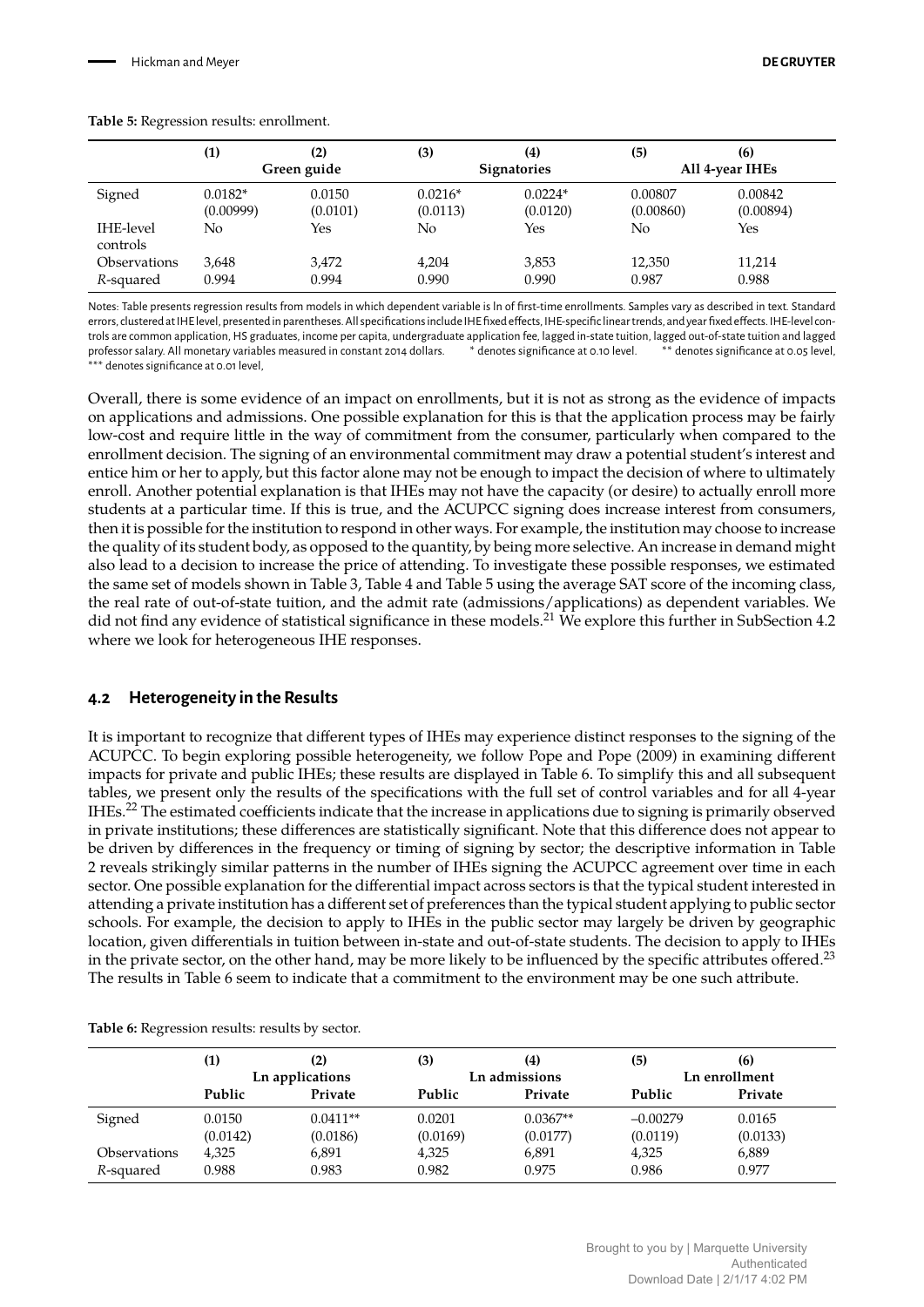**Table 5:** Regression results: enrollment.

| | (1) | (2) | (3) | (4) | (5) | (6) |
|---|---|---|---|---|---|---|
| | Green guide | | Signatories | | All 4-year IHEs | |
| Signed | 0.0182* | 0.0150 | 0.0216* | 0.0224* | 0.00807 | 0.00842 |
| | (0.00999) | (0.0101) | (0.0113) | (0.0120) | (0.00860) | (0.00894) |
| IHE-level controls | No | Yes | No | Yes | No | Yes |
| Observations | 3,648 | 3,472 | 4,204 | 3,853 | 12,350 | 11,214 |
| *R*-squared | 0.994 | 0.994 | 0.990 | 0.990 | 0.987 | 0.988 |

Notes: Table presents regression results from models in which dependent variable is ln of first-time enrollments. Samples vary as described in text. Standard errors, clustered at IHE level, presented in parentheses. All specifications include IHE fixed effects, IHE-specific linear trends, and year fixed effects. IHE-level controls are common application, HS graduates, income per capita, undergraduate application fee, lagged in-state tuition, lagged out-of-state tuition and lagged professor salary. All monetary variables measured in constant 2014 dollars. * denotes significance at 0.10 level. ** denotes significance at 0.05 level, *** denotes significance at 0.01 level,

Overall, there is some evidence of an impact on enrollments, but it is not as strong as the evidence of impacts on applications and admissions. One possible explanation for this is that the application process may be fairly low-cost and require little in the way of commitment from the consumer, particularly when compared to the enrollment decision. The signing of an environmental commitment may draw a potential student's interest and entice him or her to apply, but this factor alone may not be enough to impact the decision of where to ultimately enroll. Another potential explanation is that IHEs may not have the capacity (or desire) to actually enroll more students at a particular time. If this is true, and the ACUPCC signing does increase interest from consumers, then it is possible for the institution to respond in other ways. For example, the institution may choose to increase the quality of its student body, as opposed to the quantity, by being more selective. An increase in demand might also lead to a decision to increase the price of attending. To investigate these possible responses, we estimated the same set of models shown in Table 3, Table 4 and Table 5 using the average SAT score of the incoming class, the real rate of out-of-state tuition, and the admit rate (admissions/applications) as dependent variables. We did not find any evidence of statistical significance in these models.[21] We explore this further in SubSection 4.2 where we look for heterogeneous IHE responses.

## 4.2 Heterogeneity in the Results

It is important to recognize that different types of IHEs may experience distinct responses to the signing of the ACUPCC. To begin exploring possible heterogeneity, we follow Pope and Pope (2009) in examining different impacts for private and public IHEs; these results are displayed in Table 6. To simplify this and all subsequent tables, we present only the results of the specifications with the full set of control variables and for all 4-year IHEs.[22] The estimated coefficients indicate that the increase in applications due to signing is primarily observed in private institutions; these differences are statistically significant. Note that this difference does not appear to be driven by differences in the frequency or timing of signing by sector; the descriptive information in Table 2 reveals strikingly similar patterns in the number of IHEs signing the ACUPCC agreement over time in each sector. One possible explanation for the differential impact across sectors is that the typical student interested in attending a private institution has a different set of preferences than the typical student applying to public sector schools. For example, the decision to apply to IHEs in the public sector may largely be driven by geographic location, given differentials in tuition between in-state and out-of-state students. The decision to apply to IHEs in the private sector, on the other hand, may be more likely to be influenced by the specific attributes offered.[23] The results in Table 6 seem to indicate that a commitment to the environment may be one such attribute.

**Table 6:** Regression results: results by sector.

| | (1) | (2) | (3) | (4) | (5) | (6) |
|---|---|---|---|---|---|---|
| | Ln applications | | Ln admissions | | Ln enrollment | |
| | Public | Private | Public | Private | Public | Private |
| Signed | 0.0150 | 0.0411** | 0.0201 | 0.0367** | –0.00279 | 0.0165 |
| | (0.0142) | (0.0186) | (0.0169) | (0.0177) | (0.0119) | (0.0133) |
| Observations | 4,325 | 6,891 | 4,325 | 6,891 | 4,325 | 6,889 |
| *R*-squared | 0.988 | 0.983 | 0.982 | 0.975 | 0.986 | 0.977 |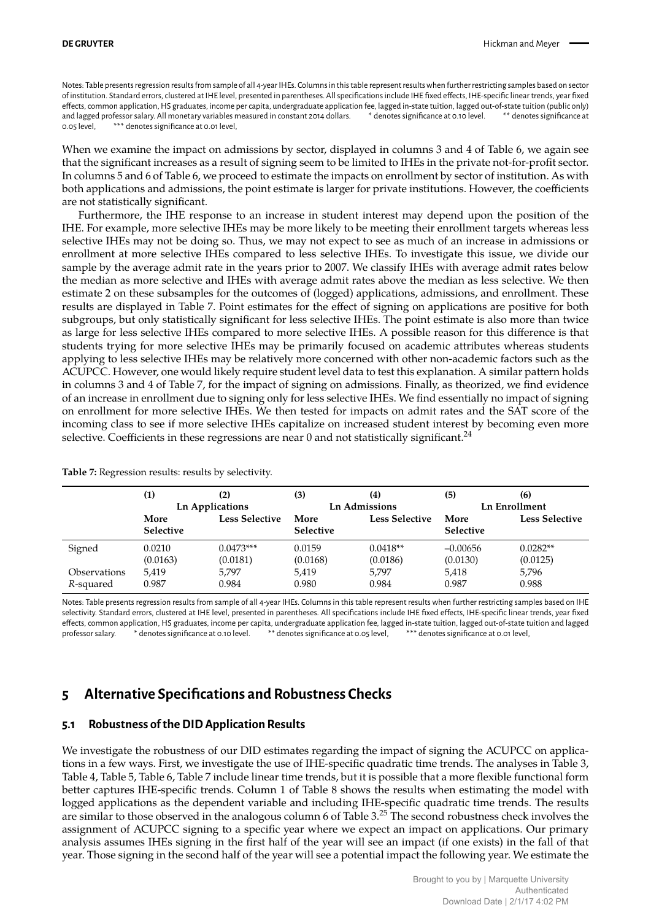Notes: Table presents regression results from sample of all 4-year IHEs. Columns in this table represent results when further restricting samples based on sector of institution. Standard errors, clustered at IHE level, presented in parentheses. All specifications include IHE fixed effects, IHE-specific linear trends, year fixed effects, common application, HS graduates, income per capita, undergraduate application fee, lagged in-state tuition, lagged out-of-state tuition (public only) and lagged professor salary. All monetary variables measured in constant 2014 dollars. * denotes significance at 0.10 level. ** denotes significance at 0.05 level, *** denotes significance at 0.01 level,

When we examine the impact on admissions by sector, displayed in columns 3 and 4 of Table 6, we again see that the significant increases as a result of signing seem to be limited to IHEs in the private not-for-profit sector. In columns 5 and 6 of Table 6, we proceed to estimate the impacts on enrollment by sector of institution. As with both applications and admissions, the point estimate is larger for private institutions. However, the coefficients are not statistically significant.

Furthermore, the IHE response to an increase in student interest may depend upon the position of the IHE. For example, more selective IHEs may be more likely to be meeting their enrollment targets whereas less selective IHEs may not be doing so. Thus, we may not expect to see as much of an increase in admissions or enrollment at more selective IHEs compared to less selective IHEs. To investigate this issue, we divide our sample by the average admit rate in the years prior to 2007. We classify IHEs with average admit rates below the median as more selective and IHEs with average admit rates above the median as less selective. We then estimate 2 on these subsamples for the outcomes of (logged) applications, admissions, and enrollment. These results are displayed in Table 7. Point estimates for the effect of signing on applications are positive for both subgroups, but only statistically significant for less selective IHEs. The point estimate is also more than twice as large for less selective IHEs compared to more selective IHEs. A possible reason for this difference is that students trying for more selective IHEs may be primarily focused on academic attributes whereas students applying to less selective IHEs may be relatively more concerned with other non-academic factors such as the ACUPCC. However, one would likely require student level data to test this explanation. A similar pattern holds in columns 3 and 4 of Table 7, for the impact of signing on admissions. Finally, as theorized, we find evidence of an increase in enrollment due to signing only for less selective IHEs. We find essentially no impact of signing on enrollment for more selective IHEs. We then tested for impacts on admit rates and the SAT score of the incoming class to see if more selective IHEs capitalize on increased student interest by becoming even more selective. Coefficients in these regressions are near 0 and not statistically significant.[24]

**Table 7:** Regression results: results by selectivity.

| | (1) | (2) | (3) | (4) | (5) | (6) |
|---|---|---|---|---|---|---|
| | Ln Applications | | Ln Admissions | | Ln Enrollment | |
| | More Selective | Less Selective | More Selective | Less Selective | More Selective | Less Selective |
| Signed | 0.0210 | 0.0473*** | 0.0159 | 0.0418** | –0.00656 | 0.0282** |
| | (0.0163) | (0.0181) | (0.0168) | (0.0186) | (0.0130) | (0.0125) |
| Observations | 5,419 | 5,797 | 5,419 | 5,797 | 5,418 | 5,796 |
| *R*-squared | 0.987 | 0.984 | 0.980 | 0.984 | 0.987 | 0.988 |

Notes: Table presents regression results from sample of all 4-year IHEs. Columns in this table represent results when further restricting samples based on IHE selectivity. Standard errors, clustered at IHE level, presented in parentheses. All specifications include IHE fixed effects, IHE-specific linear trends, year fixed effects, common application, HS graduates, income per capita, undergraduate application fee, lagged in-state tuition, lagged out-of-state tuition and lagged professor salary. * denotes significance at 0.10 level. ** denotes significance at 0.05 level, *** denotes significance at 0.01 level,

## 5 Alternative Specifications and Robustness Checks

### 5.1 Robustness of the DID Application Results

We investigate the robustness of our DID estimates regarding the impact of signing the ACUPCC on applications in a few ways. First, we investigate the use of IHE-specific quadratic time trends. The analyses in Table 3, Table 4, Table 5, Table 6, Table 7 include linear time trends, but it is possible that a more flexible functional form better captures IHE-specific trends. Column 1 of Table 8 shows the results when estimating the model with logged applications as the dependent variable and including IHE-specific quadratic time trends. The results are similar to those observed in the analogous column 6 of Table 3.[25] The second robustness check involves the assignment of ACUPCC signing to a specific year where we expect an impact on applications. Our primary analysis assumes IHEs signing in the first half of the year will see an impact (if one exists) in the fall of that year. Those signing in the second half of the year will see a potential impact the following year. We estimate the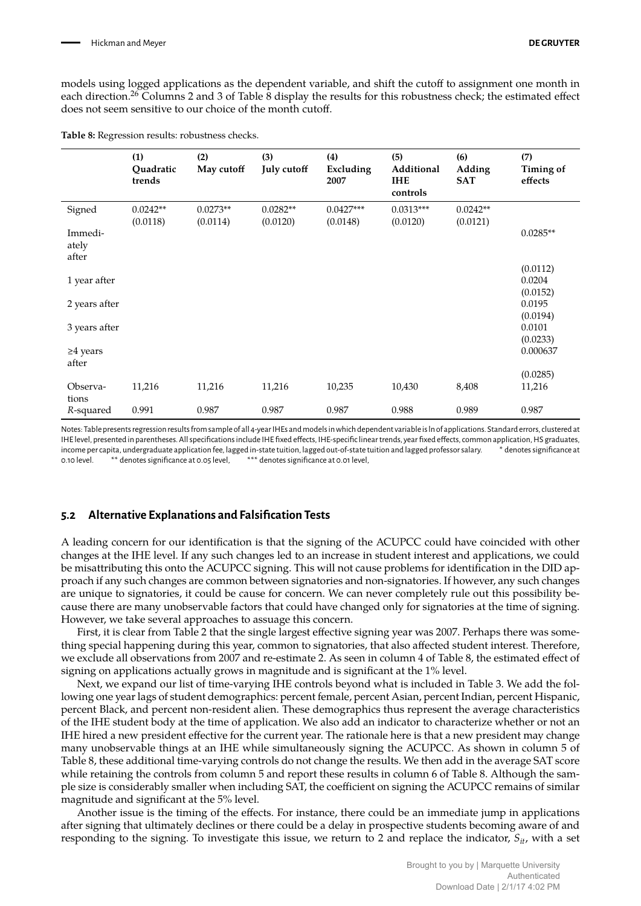models using logged applications as the dependent variable, and shift the cutoff to assignment one month in each direction.[26] Columns 2 and 3 of Table 8 display the results for this robustness check; the estimated effect does not seem sensitive to our choice of the month cutoff.

**Table 8:** Regression results: robustness checks.

| | (1) Quadratic trends | (2) May cutoff | (3) July cutoff | (4) Excluding 2007 | (5) Additional IHE controls | (6) Adding SAT | (7) Timing of effects |
|---|---|---|---|---|---|---|---|
| Signed | 0.0242** | 0.0273** | 0.0282** | 0.0427*** | 0.0313*** | 0.0242** | |
| | (0.0118) | (0.0114) | (0.0120) | (0.0148) | (0.0120) | (0.0121) | |
| Immediately after | | | | | | | 0.0285** |
| | | | | | | | (0.0112) |
| 1 year after | | | | | | | 0.0204 |
| | | | | | | | (0.0152) |
| 2 years after | | | | | | | 0.0195 |
| | | | | | | | (0.0194) |
| 3 years after | | | | | | | 0.0101 |
| | | | | | | | (0.0233) |
| ≥4 years after | | | | | | | 0.000637 |
| | | | | | | | (0.0285) |
| Observations | 11,216 | 11,216 | 11,216 | 10,235 | 10,430 | 8,408 | 11,216 |
| $R$-squared | 0.991 | 0.987 | 0.987 | 0.987 | 0.988 | 0.989 | 0.987 |

Notes: Table presents regression results from sample of all 4-year IHEs and models in which dependent variable is ln of applications. Standard errors, clustered at IHE level, presented in parentheses. All specifications include IHE fixed effects, IHE-specific linear trends, year fixed effects, common application, HS graduates, income per capita, undergraduate application fee, lagged in-state tuition, lagged out-of-state tuition and lagged professor salary. * denotes significance at 0.10 level. ** denotes significance at 0.05 level, *** denotes significance at 0.01 level,

## 5.2 Alternative Explanations and Falsification Tests

A leading concern for our identification is that the signing of the ACUPCC could have coincided with other changes at the IHE level. If any such changes led to an increase in student interest and applications, we could be misattributing this onto the ACUPCC signing. This will not cause problems for identification in the DID approach if any such changes are common between signatories and non-signatories. If however, any such changes are unique to signatories, it could be cause for concern. We can never completely rule out this possibility because there are many unobservable factors that could have changed only for signatories at the time of signing. However, we take several approaches to assuage this concern.

First, it is clear from Table 2 that the single largest effective signing year was 2007. Perhaps there was something special happening during this year, common to signatories, that also affected student interest. Therefore, we exclude all observations from 2007 and re-estimate 2. As seen in column 4 of Table 8, the estimated effect of signing on applications actually grows in magnitude and is significant at the 1% level.

Next, we expand our list of time-varying IHE controls beyond what is included in Table 3. We add the following one year lags of student demographics: percent female, percent Asian, percent Indian, percent Hispanic, percent Black, and percent non-resident alien. These demographics thus represent the average characteristics of the IHE student body at the time of application. We also add an indicator to characterize whether or not an IHE hired a new president effective for the current year. The rationale here is that a new president may change many unobservable things at an IHE while simultaneously signing the ACUPCC. As shown in column 5 of Table 8, these additional time-varying controls do not change the results. We then add in the average SAT score while retaining the controls from column 5 and report these results in column 6 of Table 8. Although the sample size is considerably smaller when including SAT, the coefficient on signing the ACUPCC remains of similar magnitude and significant at the 5% level.

Another issue is the timing of the effects. For instance, there could be an immediate jump in applications after signing that ultimately declines or there could be a delay in prospective students becoming aware of and responding to the signing. To investigate this issue, we return to 2 and replace the indicator, $S_{it}$, with a set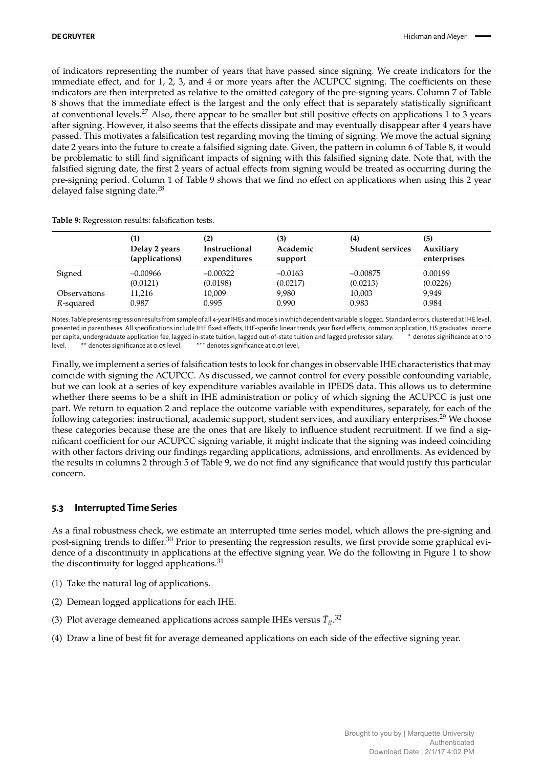of indicators representing the number of years that have passed since signing. We create indicators for the immediate effect, and for 1, 2, 3, and 4 or more years after the ACUPCC signing. The coefficients on these indicators are then interpreted as relative to the omitted category of the pre-signing years. Column 7 of Table 8 shows that the immediate effect is the largest and the only effect that is separately statistically significant at conventional levels.[27] Also, there appear to be smaller but still positive effects on applications 1 to 3 years after signing. However, it also seems that the effects dissipate and may eventually disappear after 4 years have passed. This motivates a falsification test regarding moving the timing of signing. We move the actual signing date 2 years into the future to create a falsified signing date. Given, the pattern in column 6 of Table 8, it would be problematic to still find significant impacts of signing with this falsified signing date. Note that, with the falsified signing date, the first 2 years of actual effects from signing would be treated as occurring during the pre-signing period. Column 1 of Table 9 shows that we find no effect on applications when using this 2 year delayed false signing date.[28]

**Table 9:** Regression results: falsification tests.

| | (1) Delay 2 years (applications) | (2) Instructional expenditures | (3) Academic support | (4) Student services | (5) Auxiliary enterprises |
|---|---|---|---|---|---|
| Signed | –0.00966 | –0.00322 | –0.0163 | –0.00875 | 0.00199 |
| | (0.0121) | (0.0198) | (0.0217) | (0.0213) | (0.0226) |
| Observations | 11,216 | 10,009 | 9,980 | 10,003 | 9,949 |
| *R*-squared | 0.987 | 0.995 | 0.990 | 0.983 | 0.984 |

Notes: Table presents regression results from sample of all 4-year IHEs and models in which dependent variable is logged. Standard errors, clustered at IHE level, presented in parentheses. All specifications include IHE fixed effects, IHE-specific linear trends, year fixed effects, common application, HS graduates, income per capita, undergraduate application fee, lagged in-state tuition, lagged out-of-state tuition and lagged professor salary. * denotes significance at 0.10 level. ** denotes significance at 0.05 level, *** denotes significance at 0.01 level,

Finally, we implement a series of falsification tests to look for changes in observable IHE characteristics that may coincide with signing the ACUPCC. As discussed, we cannot control for every possible confounding variable, but we can look at a series of key expenditure variables available in IPEDS data. This allows us to determine whether there seems to be a shift in IHE administration or policy of which signing the ACUPCC is just one part. We return to equation 2 and replace the outcome variable with expenditures, separately, for each of the following categories: instructional, academic support, student services, and auxiliary enterprises.[29] We choose these categories because these are the ones that are likely to influence student recruitment. If we find a significant coefficient for our ACUPCC signing variable, it might indicate that the signing was indeed coinciding with other factors driving our findings regarding applications, admissions, and enrollments. As evidenced by the results in columns 2 through 5 of Table 9, we do not find any significance that would justify this particular concern.

### 5.3 Interrupted Time Series

As a final robustness check, we estimate an interrupted time series model, which allows the pre-signing and post-signing trends to differ.[30] Prior to presenting the regression results, we first provide some graphical evidence of a discontinuity in applications at the effective signing year. We do the following in Figure 1 to show the discontinuity for logged applications.[31]

(1) Take the natural log of applications.

(2) Demean logged applications for each IHE.

(3) Plot average demeaned applications across sample IHEs versus $\hat{T}_{it}$.[32]

(4) Draw a line of best fit for average demeaned applications on each side of the effective signing year.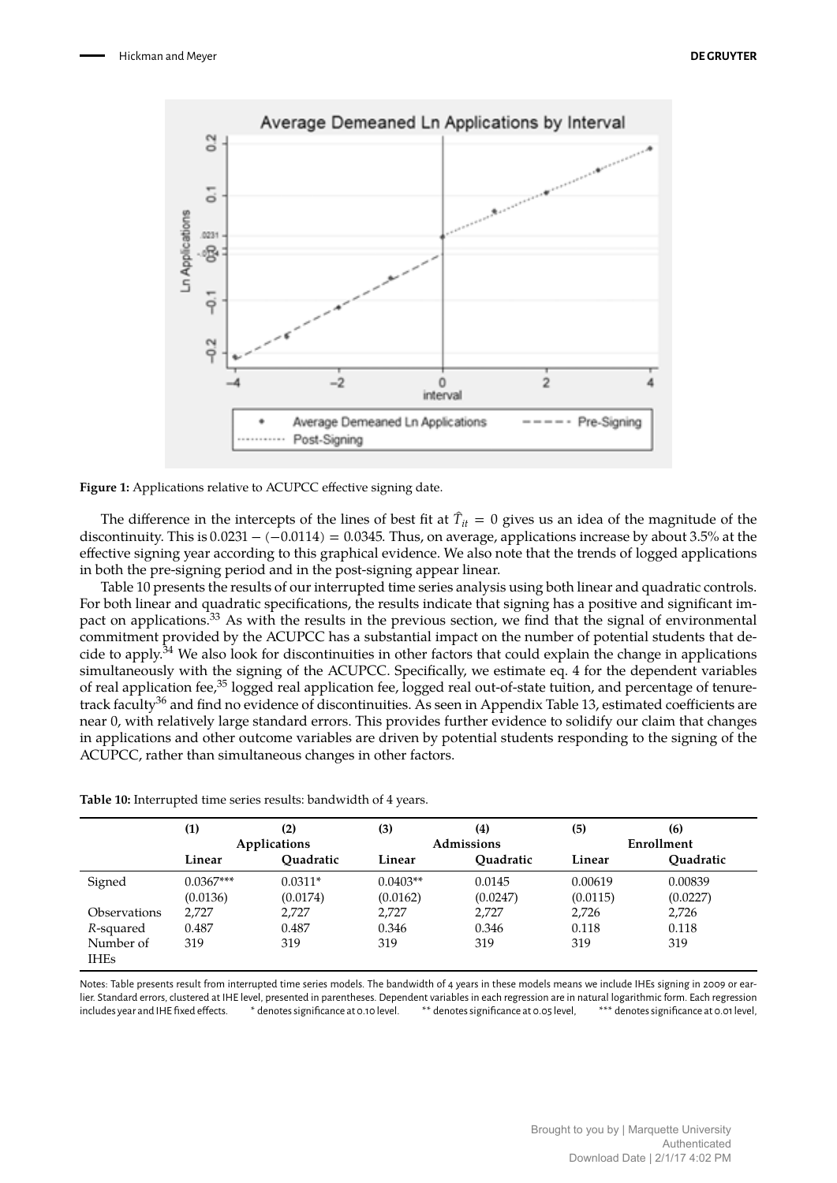**Figure 1:** Applications relative to ACUPCC effective signing date.

The difference in the intercepts of the lines of best fit at $\hat{T}_{it} = 0$ gives us an idea of the magnitude of the discontinuity. This is $0.0231 - (-0.0114) = 0.0345$. Thus, on average, applications increase by about 3.5% at the effective signing year according to this graphical evidence. We also note that the trends of logged applications in both the pre-signing period and in the post-signing appear linear.

Table 10 presents the results of our interrupted time series analysis using both linear and quadratic controls. For both linear and quadratic specifications, the results indicate that signing has a positive and significant impact on applications.[33] As with the results in the previous section, we find that the signal of environmental commitment provided by the ACUPCC has a substantial impact on the number of potential students that decide to apply.[34] We also look for discontinuities in other factors that could explain the change in applications simultaneously with the signing of the ACUPCC. Specifically, we estimate eq. 4 for the dependent variables of real application fee,[35] logged real application fee, logged real out-of-state tuition, and percentage of tenure-track faculty[36] and find no evidence of discontinuities. As seen in Appendix Table 13, estimated coefficients are near 0, with relatively large standard errors. This provides further evidence to solidify our claim that changes in applications and other outcome variables are driven by potential students responding to the signing of the ACUPCC, rather than simultaneous changes in other factors.

**Table 10:** Interrupted time series results: bandwidth of 4 years.

| | (1) | (2) | (3) | (4) | (5) | (6) |
|---|---|---|---|---|---|---|
| | Applications | | Admissions | | Enrollment | |
| | Linear | Quadratic | Linear | Quadratic | Linear | Quadratic |
| Signed | 0.0367*** | 0.0311* | 0.0403** | 0.0145 | 0.00619 | 0.00839 |
| | (0.0136) | (0.0174) | (0.0162) | (0.0247) | (0.0115) | (0.0227) |
| Observations | 2,727 | 2,727 | 2,727 | 2,727 | 2,726 | 2,726 |
| $R$-squared | 0.487 | 0.487 | 0.346 | 0.346 | 0.118 | 0.118 |
| Number of IHEs | 319 | 319 | 319 | 319 | 319 | 319 |

Notes: Table presents result from interrupted time series models. The bandwidth of 4 years in these models means we include IHEs signing in 2009 or earlier. Standard errors, clustered at IHE level, presented in parentheses. Dependent variables in each regression are in natural logarithmic form. Each regression includes year and IHE fixed effects. * denotes significance at 0.10 level. ** denotes significance at 0.05 level, *** denotes significance at 0.01 level,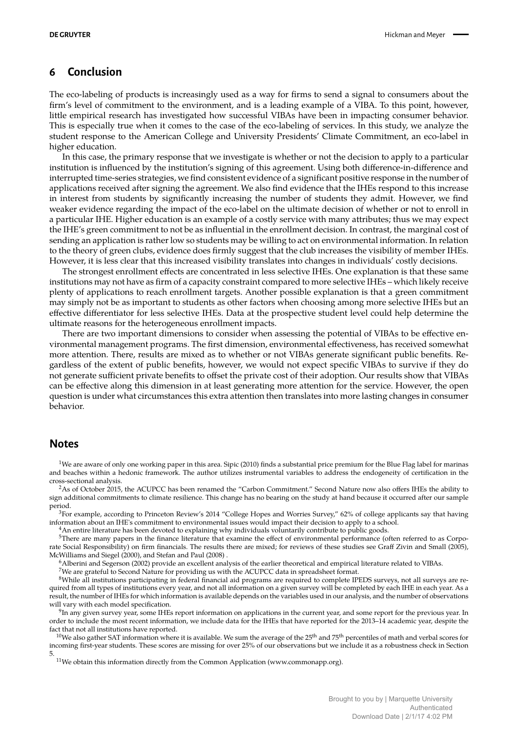## 6 Conclusion

The eco-labeling of products is increasingly used as a way for firms to send a signal to consumers about the firm's level of commitment to the environment, and is a leading example of a VIBA. To this point, however, little empirical research has investigated how successful VIBAs have been in impacting consumer behavior. This is especially true when it comes to the case of the eco-labeling of services. In this study, we analyze the student response to the American College and University Presidents' Climate Commitment, an eco-label in higher education.

In this case, the primary response that we investigate is whether or not the decision to apply to a particular institution is influenced by the institution's signing of this agreement. Using both difference-in-difference and interrupted time-series strategies, we find consistent evidence of a significant positive response in the number of applications received after signing the agreement. We also find evidence that the IHEs respond to this increase in interest from students by significantly increasing the number of students they admit. However, we find weaker evidence regarding the impact of the eco-label on the ultimate decision of whether or not to enroll in a particular IHE. Higher education is an example of a costly service with many attributes; thus we may expect the IHE's green commitment to not be as influential in the enrollment decision. In contrast, the marginal cost of sending an application is rather low so students may be willing to act on environmental information. In relation to the theory of green clubs, evidence does firmly suggest that the club increases the visibility of member IHEs. However, it is less clear that this increased visibility translates into changes in individuals' costly decisions.

The strongest enrollment effects are concentrated in less selective IHEs. One explanation is that these same institutions may not have as firm of a capacity constraint compared to more selective IHEs – which likely receive plenty of applications to reach enrollment targets. Another possible explanation is that a green commitment may simply not be as important to students as other factors when choosing among more selective IHEs but an effective differentiator for less selective IHEs. Data at the prospective student level could help determine the ultimate reasons for the heterogeneous enrollment impacts.

There are two important dimensions to consider when assessing the potential of VIBAs to be effective environmental management programs. The first dimension, environmental effectiveness, has received somewhat more attention. There, results are mixed as to whether or not VIBAs generate significant public benefits. Regardless of the extent of public benefits, however, we would not expect specific VIBAs to survive if they do not generate sufficient private benefits to offset the private cost of their adoption. Our results show that VIBAs can be effective along this dimension in at least generating more attention for the service. However, the open question is under what circumstances this extra attention then translates into more lasting changes in consumer behavior.

## Notes

[1]We are aware of only one working paper in this area. Sipic (2010) finds a substantial price premium for the Blue Flag label for marinas and beaches within a hedonic framework. The author utilizes instrumental variables to address the endogeneity of certification in the cross-sectional analysis.

[2]As of October 2015, the ACUPCC has been renamed the "Carbon Commitment." Second Nature now also offers IHEs the ability to sign additional commitments to climate resilience. This change has no bearing on the study at hand because it occurred after our sample period.

[3]For example, according to Princeton Review's 2014 "College Hopes and Worries Survey," 62% of college applicants say that having information about an IHE's commitment to environmental issues would impact their decision to apply to a school.

[4]An entire literature has been devoted to explaining why individuals voluntarily contribute to public goods.

[5]There are many papers in the finance literature that examine the effect of environmental performance (often referred to as Corporate Social Responsibility) on firm financials. The results there are mixed; for reviews of these studies see Graff Zivin and Small (2005), McWilliams and Siegel (2000), and Stefan and Paul (2008) .

[6]Alberini and Segerson (2002) provide an excellent analysis of the earlier theoretical and empirical literature related to VIBAs.

[7]We are grateful to Second Nature for providing us with the ACUPCC data in spreadsheet format.

[8]While all institutions participating in federal financial aid programs are required to complete IPEDS surveys, not all surveys are required from all types of institutions every year, and not all information on a given survey will be completed by each IHE in each year. As a result, the number of IHEs for which information is available depends on the variables used in our analysis, and the number of observations will vary with each model specification.

[9]In any given survey year, some IHEs report information on applications in the current year, and some report for the previous year. In order to include the most recent information, we include data for the IHEs that have reported for the 2013–14 academic year, despite the fact that not all institutions have reported.

[10]We also gather SAT information where it is available. We sum the average of the 25th and 75th percentiles of math and verbal scores for incoming first-year students. These scores are missing for over 25% of our observations but we include it as a robustness check in Section 5.

[11]We obtain this information directly from the Common Application (www.commonapp.org).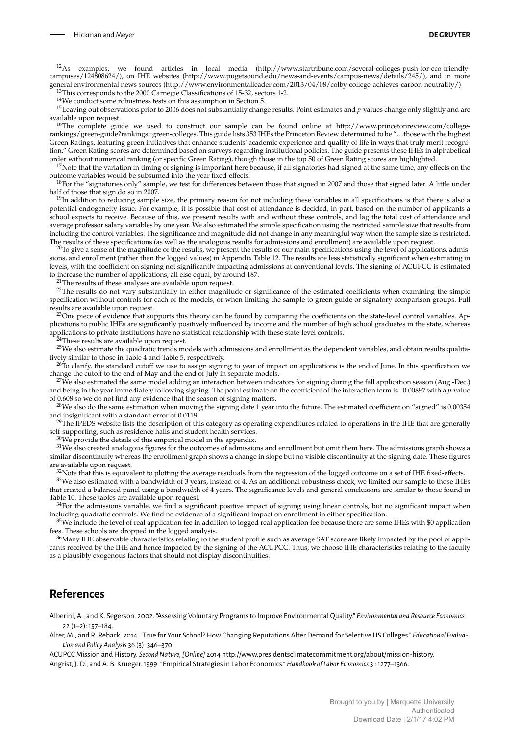[12]As examples, we found articles in local media (http://www.startribune.com/several-colleges-push-for-eco-friendly-campuses/124808624/), on IHE websites (http://www.pugetsound.edu/news-and-events/campus-news/details/245/), and in more general environmental news sources (http://www.environmentalleader.com/2013/04/08/colby-college-achieves-carbon-neutrality/)

[13]This corresponds to the 2000 Carnegie Classifications of 15-32, sectors 1-2.

[14]We conduct some robustness tests on this assumption in Section 5.

[15]Leaving out observations prior to 2006 does not substantially change results. Point estimates and $p$-values change only slightly and are available upon request.

[16]The complete guide we used to construct our sample can be found online at http://www.princetonreview.com/college-rankings/green-guide?rankings=green-colleges. This guide lists 353 IHEs the Princeton Review determined to be "…those with the highest Green Ratings, featuring green initiatives that enhance students' academic experience and quality of life in ways that truly merit recognition." Green Rating scores are determined based on surveys regarding institutional policies. The guide presents these IHEs in alphabetical order without numerical ranking (or specific Green Rating), though those in the top 50 of Green Rating scores are highlighted.

[17]Note that the variation in timing of signing is important here because, if all signatories had signed at the same time, any effects on the outcome variables would be subsumed into the year fixed-effects.

[18]For the "signatories only" sample, we test for differences between those that signed in 2007 and those that signed later. A little under half of those that sign do so in 2007.

[19]In addition to reducing sample size, the primary reason for not including these variables in all specifications is that there is also a potential endogeneity issue. For example, it is possible that cost of attendance is decided, in part, based on the number of applicants a school expects to receive. Because of this, we present results with and without these controls, and lag the total cost of attendance and average professor salary variables by one year. We also estimated the simple specification using the restricted sample size that results from including the control variables. The significance and magnitude did not change in any meaningful way when the sample size is restricted. The results of these specifications (as well as the analogous results for admissions and enrollment) are available upon request.

[20]To give a sense of the magnitude of the results, we present the results of our main specifications using the level of applications, admissions, and enrollment (rather than the logged values) in Appendix Table 12. The results are less statistically significant when estimating in levels, with the coefficient on signing not significantly impacting admissions at conventional levels. The signing of ACUPCC is estimated to increase the number of applications, all else equal, by around 187.

[21]The results of these analyses are available upon request.

[22]The results do not vary substantially in either magnitude or significance of the estimated coefficients when examining the simple specification without controls for each of the models, or when limiting the sample to green guide or signatory comparison groups. Full results are available upon request.

[23]One piece of evidence that supports this theory can be found by comparing the coefficients on the state-level control variables. Applications to public IHEs are significantly positively influenced by income and the number of high school graduates in the state, whereas applications to private institutions have no statistical relationship with these state-level controls.

[24]These results are available upon request.

[25]We also estimate the quadratic trends models with admissions and enrollment as the dependent variables, and obtain results qualitatively similar to those in Table 4 and Table 5, respectively.

[26]To clarify, the standard cutoff we use to assign signing to year of impact on applications is the end of June. In this specification we change the cutoff to the end of May and the end of July in separate models.

[27]We also estimated the same model adding an interaction between indicators for signing during the fall application season (Aug.-Dec.) and being in the year immediately following signing. The point estimate on the coefficient of the interaction term is –0.00897 with a $p$-value of 0.608 so we do not find any evidence that the season of signing matters.

[28]We also do the same estimation when moving the signing date 1 year into the future. The estimated coefficient on "signed" is 0.00354 and insignificant with a standard error of 0.0119.

[29]The IPEDS website lists the description of this category as operating expenditures related to operations in the IHE that are generally self-supporting, such as residence halls and student health services.

[30]We provide the details of this empirical model in the appendix.

[31]We also created analogous figures for the outcomes of admissions and enrollment but omit them here. The admissions graph shows a similar discontinuity whereas the enrollment graph shows a change in slope but no visible discontinuity at the signing date. These figures are available upon request.

[32]Note that this is equivalent to plotting the average residuals from the regression of the logged outcome on a set of IHE fixed-effects.

[33]We also estimated with a bandwidth of 3 years, instead of 4. As an additional robustness check, we limited our sample to those IHEs that created a balanced panel using a bandwidth of 4 years. The significance levels and general conclusions are similar to those found in Table 10. These tables are available upon request.

[34]For the admissions variable, we find a significant positive impact of signing using linear controls, but no significant impact when including quadratic controls. We find no evidence of a significant impact on enrollment in either specification.

[35]We include the level of real application fee in addition to logged real application fee because there are some IHEs with $0 application fees. These schools are dropped in the logged analysis.

[36]Many IHE observable characteristics relating to the student profile such as average SAT score are likely impacted by the pool of applicants received by the IHE and hence impacted by the signing of the ACUPCC. Thus, we choose IHE characteristics relating to the faculty as a plausibly exogenous factors that should not display discontinuities.

## References

Alberini, A., and K. Segerson. 2002. "Assessing Voluntary Programs to Improve Environmental Quality." *Environmental and Resource Economics* 22 (1–2): 157–184.

Alter, M., and R. Reback. 2014. "True for Your School? How Changing Reputations Alter Demand for Selective US Colleges." *Educational Evaluation and Policy Analysis* 36 (3): 346–370.

ACUPCC Mission and History. *Second Nature, [Online]* 2014 http://www.presidentsclimatecommitment.org/about/mission-history.

Angrist, J. D., and A. B. Krueger. 1999. "Empirical Strategies in Labor Economics." *Handbook of Labor Economics* 3 : 1277–1366.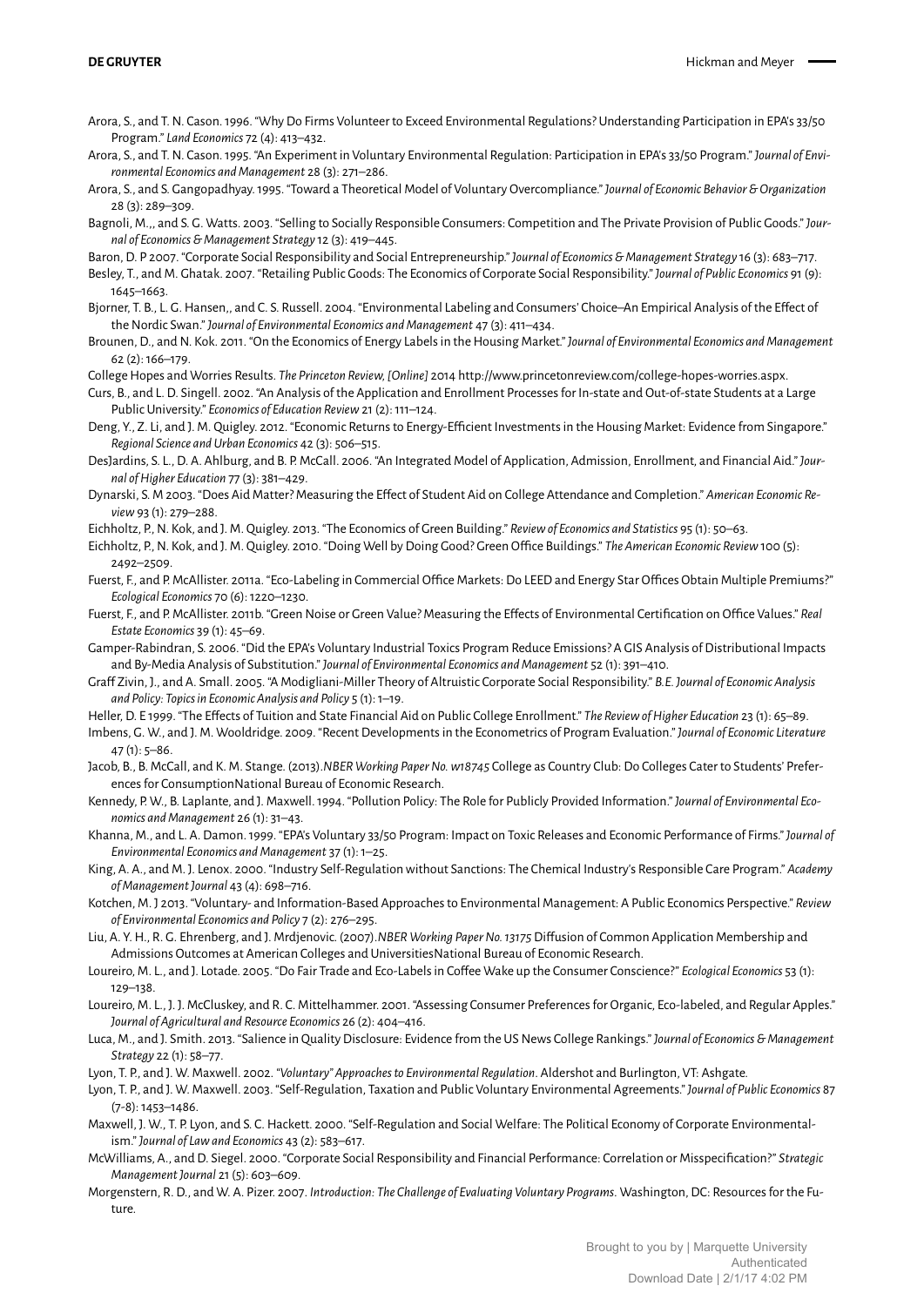Arora, S., and T. N. Cason. 1996. "Why Do Firms Volunteer to Exceed Environmental Regulations? Understanding Participation in EPA's 33/50 Program." *Land Economics* 72 (4): 413–432.

Arora, S., and T. N. Cason. 1995. "An Experiment in Voluntary Environmental Regulation: Participation in EPA's 33/50 Program." *Journal of Environmental Economics and Management* 28 (3): 271–286.

Arora, S., and S. Gangopadhyay. 1995. "Toward a Theoretical Model of Voluntary Overcompliance." *Journal of Economic Behavior & Organization* 28 (3): 289–309.

Bagnoli, M.,, and S. G. Watts. 2003. "Selling to Socially Responsible Consumers: Competition and The Private Provision of Public Goods." *Journal of Economics & Management Strategy* 12 (3): 419–445.

Baron, D. P 2007. "Corporate Social Responsibility and Social Entrepreneurship." *Journal of Economics & Management Strategy* 16 (3): 683–717.

Besley, T., and M. Ghatak. 2007. "Retailing Public Goods: The Economics of Corporate Social Responsibility." *Journal of Public Economics* 91 (9): 1645–1663.

Bjorner, T. B., L. G. Hansen,, and C. S. Russell. 2004. "Environmental Labeling and Consumers' Choice–An Empirical Analysis of the Effect of the Nordic Swan." *Journal of Environmental Economics and Management* 47 (3): 411–434.

Brounen, D., and N. Kok. 2011. "On the Economics of Energy Labels in the Housing Market." *Journal of Environmental Economics and Management* 62 (2): 166–179.

College Hopes and Worries Results. *The Princeton Review, [Online]* 2014 http://www.princetonreview.com/college-hopes-worries.aspx.

Curs, B., and L. D. Singell. 2002. "An Analysis of the Application and Enrollment Processes for In-state and Out-of-state Students at a Large Public University." *Economics of Education Review* 21 (2): 111–124.

Deng, Y., Z. Li, and J. M. Quigley. 2012. "Economic Returns to Energy-Efficient Investments in the Housing Market: Evidence from Singapore." *Regional Science and Urban Economics* 42 (3): 506–515.

DesJardins, S. L., D. A. Ahlburg, and B. P. McCall. 2006. "An Integrated Model of Application, Admission, Enrollment, and Financial Aid." *Journal of Higher Education* 77 (3): 381–429.

Dynarski, S. M 2003. "Does Aid Matter? Measuring the Effect of Student Aid on College Attendance and Completion." *American Economic Review* 93 (1): 279–288.

Eichholtz, P., N. Kok, and J. M. Quigley. 2013. "The Economics of Green Building." *Review of Economics and Statistics* 95 (1): 50–63.

Eichholtz, P., N. Kok, and J. M. Quigley. 2010. "Doing Well by Doing Good? Green Office Buildings." *The American Economic Review* 100 (5): 2492–2509.

Fuerst, F., and P. McAllister. 2011a. "Eco-Labeling in Commercial Office Markets: Do LEED and Energy Star Offices Obtain Multiple Premiums?" *Ecological Economics* 70 (6): 1220–1230.

Fuerst, F., and P. McAllister. 2011b. "Green Noise or Green Value? Measuring the Effects of Environmental Certification on Office Values." *Real Estate Economics* 39 (1): 45–69.

Gamper-Rabindran, S. 2006. "Did the EPA's Voluntary Industrial Toxics Program Reduce Emissions? A GIS Analysis of Distributional Impacts and By-Media Analysis of Substitution." *Journal of Environmental Economics and Management* 52 (1): 391–410.

Graff Zivin, J., and A. Small. 2005. "A Modigliani-Miller Theory of Altruistic Corporate Social Responsibility." *B.E. Journal of Economic Analysis and Policy: Topics in Economic Analysis and Policy* 5 (1): 1–19.

Heller, D. E 1999. "The Effects of Tuition and State Financial Aid on Public College Enrollment." *The Review of Higher Education* 23 (1): 65–89.

Imbens, G. W., and J. M. Wooldridge. 2009. "Recent Developments in the Econometrics of Program Evaluation." *Journal of Economic Literature* 47 (1): 5–86.

Jacob, B., B. McCall, and K. M. Stange. (2013).*NBER Working Paper No. w18745* College as Country Club: Do Colleges Cater to Students' Preferences for ConsumptionNational Bureau of Economic Research.

Kennedy, P. W., B. Laplante, and J. Maxwell. 1994. "Pollution Policy: The Role for Publicly Provided Information." *Journal of Environmental Economics and Management* 26 (1): 31–43.

Khanna, M., and L. A. Damon. 1999. "EPA's Voluntary 33/50 Program: Impact on Toxic Releases and Economic Performance of Firms." *Journal of Environmental Economics and Management* 37 (1): 1–25.

King, A. A., and M. J. Lenox. 2000. "Industry Self-Regulation without Sanctions: The Chemical Industry's Responsible Care Program." *Academy of Management Journal* 43 (4): 698–716.

Kotchen, M. J 2013. "Voluntary- and Information-Based Approaches to Environmental Management: A Public Economics Perspective." *Review of Environmental Economics and Policy* 7 (2): 276–295.

Liu, A. Y. H., R. G. Ehrenberg, and J. Mrdjenovic. (2007).*NBER Working Paper No. 13175* Diffusion of Common Application Membership and Admissions Outcomes at American Colleges and UniversitiesNational Bureau of Economic Research.

Loureiro, M. L., and J. Lotade. 2005. "Do Fair Trade and Eco-Labels in Coffee Wake up the Consumer Conscience?" *Ecological Economics* 53 (1): 129–138.

Loureiro, M. L., J. J. McCluskey, and R. C. Mittelhammer. 2001. "Assessing Consumer Preferences for Organic, Eco-labeled, and Regular Apples." *Journal of Agricultural and Resource Economics* 26 (2): 404–416.

Luca, M., and J. Smith. 2013. "Salience in Quality Disclosure: Evidence from the US News College Rankings." *Journal of Economics & Management Strategy* 22 (1): 58–77.

Lyon, T. P., and J. W. Maxwell. 2002. *"Voluntary" Approaches to Environmental Regulation*. Aldershot and Burlington, VT: Ashgate.

Lyon, T. P., and J. W. Maxwell. 2003. "Self-Regulation, Taxation and Public Voluntary Environmental Agreements." *Journal of Public Economics* 87 (7-8): 1453–1486.

Maxwell, J. W., T. P. Lyon, and S. C. Hackett. 2000. "Self-Regulation and Social Welfare: The Political Economy of Corporate Environmentalism." *Journal of Law and Economics* 43 (2): 583–617.

McWilliams, A., and D. Siegel. 2000. "Corporate Social Responsibility and Financial Performance: Correlation or Misspecification?" *Strategic Management Journal* 21 (5): 603–609.

Morgenstern, R. D., and W. A. Pizer. 2007. *Introduction: The Challenge of Evaluating Voluntary Programs*. Washington, DC: Resources for the Future.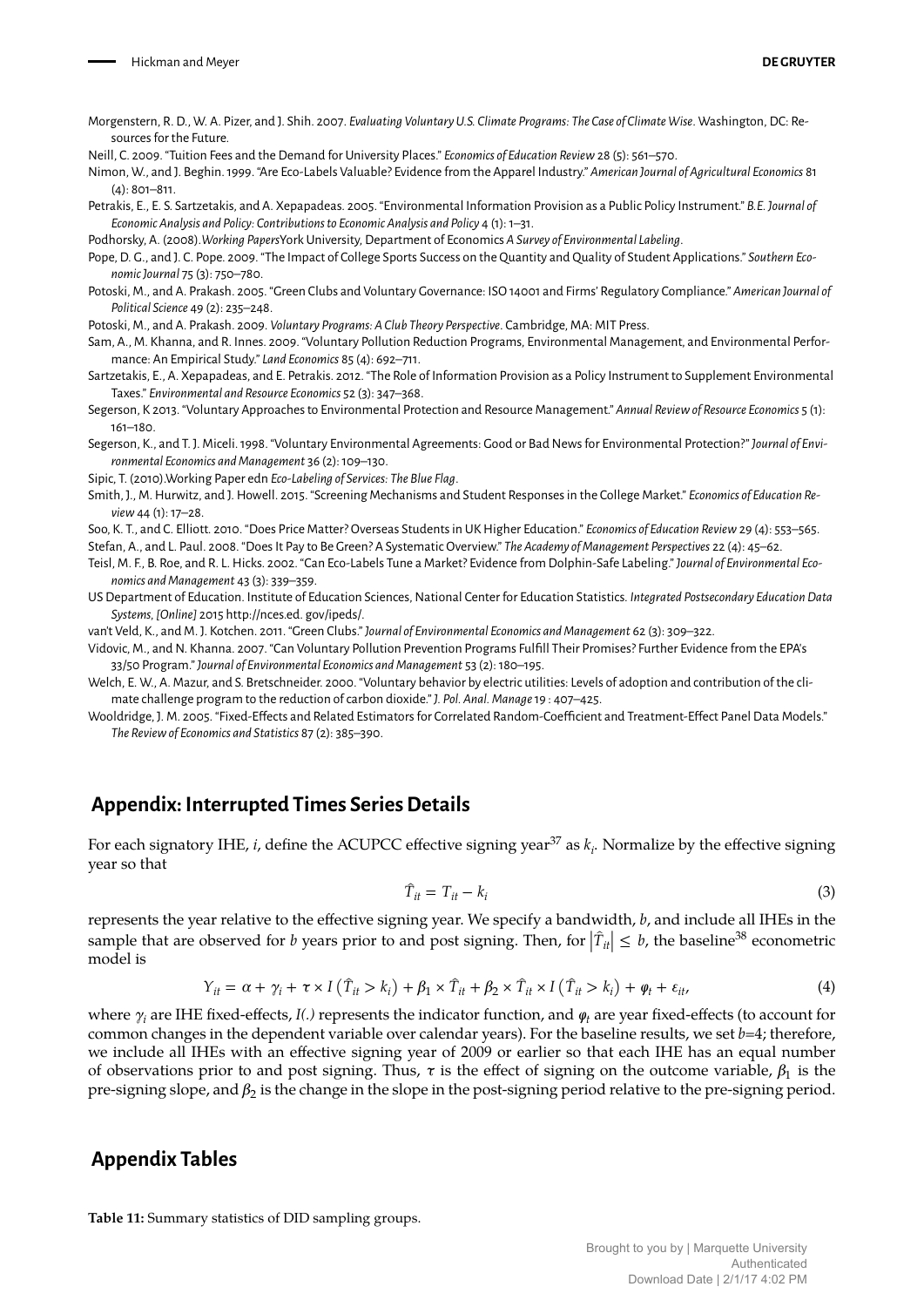Morgenstern, R. D., W. A. Pizer, and J. Shih. 2007. *Evaluating Voluntary U.S. Climate Programs: The Case of Climate Wise*. Washington, DC: Resources for the Future.

Neill, C. 2009. "Tuition Fees and the Demand for University Places." *Economics of Education Review* 28 (5): 561–570.

Nimon, W., and J. Beghin. 1999. "Are Eco-Labels Valuable? Evidence from the Apparel Industry." *American Journal of Agricultural Economics* 81 (4): 801–811.

Petrakis, E., E. S. Sartzetakis, and A. Xepapadeas. 2005. "Environmental Information Provision as a Public Policy Instrument." *B.E. Journal of Economic Analysis and Policy: Contributions to Economic Analysis and Policy* 4 (1): 1–31.

Podhorsky, A. (2008).*Working Papers*York University, Department of Economics *A Survey of Environmental Labeling*.

Pope, D. G., and J. C. Pope. 2009. "The Impact of College Sports Success on the Quantity and Quality of Student Applications." *Southern Economic Journal* 75 (3): 750–780.

Potoski, M., and A. Prakash. 2005. "Green Clubs and Voluntary Governance: ISO 14001 and Firms' Regulatory Compliance." *American Journal of Political Science* 49 (2): 235–248.

Potoski, M., and A. Prakash. 2009. *Voluntary Programs: A Club Theory Perspective*. Cambridge, MA: MIT Press.

Sam, A., M. Khanna, and R. Innes. 2009. "Voluntary Pollution Reduction Programs, Environmental Management, and Environmental Performance: An Empirical Study." *Land Economics* 85 (4): 692–711.

Sartzetakis, E., A. Xepapadeas, and E. Petrakis. 2012. "The Role of Information Provision as a Policy Instrument to Supplement Environmental Taxes." *Environmental and Resource Economics* 52 (3): 347–368.

Segerson, K 2013. "Voluntary Approaches to Environmental Protection and Resource Management." *Annual Review of Resource Economics* 5 (1): 161–180.

Segerson, K., and T. J. Miceli. 1998. "Voluntary Environmental Agreements: Good or Bad News for Environmental Protection?" *Journal of Environmental Economics and Management* 36 (2): 109–130.

Sipic, T. (2010).Working Paper edn *Eco-Labeling of Services: The Blue Flag*.

Smith, J., M. Hurwitz, and J. Howell. 2015. "Screening Mechanisms and Student Responses in the College Market." *Economics of Education Review* 44 (1): 17–28.

Soo, K. T., and C. Elliott. 2010. "Does Price Matter? Overseas Students in UK Higher Education." *Economics of Education Review* 29 (4): 553–565.

Stefan, A., and L. Paul. 2008. "Does It Pay to Be Green? A Systematic Overview." *The Academy of Management Perspectives* 22 (4): 45–62.

Teisl, M. F., B. Roe, and R. L. Hicks. 2002. "Can Eco-Labels Tune a Market? Evidence from Dolphin-Safe Labeling." *Journal of Environmental Economics and Management* 43 (3): 339–359.

US Department of Education. Institute of Education Sciences, National Center for Education Statistics. *Integrated Postsecondary Education Data Systems, [Online]* 2015 http://nces.ed. gov/ipeds/.

van't Veld, K., and M. J. Kotchen. 2011. "Green Clubs." *Journal of Environmental Economics and Management* 62 (3): 309–322.

Vidovic, M., and N. Khanna. 2007. "Can Voluntary Pollution Prevention Programs Fulfill Their Promises? Further Evidence from the EPA's 33/50 Program." *Journal of Environmental Economics and Management* 53 (2): 180–195.

Welch, E. W., A. Mazur, and S. Bretschneider. 2000. "Voluntary behavior by electric utilities: Levels of adoption and contribution of the climate challenge program to the reduction of carbon dioxide." *J. Pol. Anal. Manage* 19 : 407–425.

Wooldridge, J. M. 2005. "Fixed-Effects and Related Estimators for Correlated Random-Coefficient and Treatment-Effect Panel Data Models." *The Review of Economics and Statistics* 87 (2): 385–390.

## Appendix: Interrupted Times Series Details

For each signatory IHE, $i$, define the ACUPCC effective signing year[37] as $k_i$. Normalize by the effective signing year so that

$$\hat{T}_{it} = T_{it} - k_i \tag{3}$$

represents the year relative to the effective signing year. We specify a bandwidth, $b$, and include all IHEs in the sample that are observed for $b$ years prior to and post signing. Then, for $\left|\hat{T}_{it}\right| \leq b$, the baseline[38] econometric model is

$$Y_{it} = \alpha + \gamma_i + \tau \times I\left(\hat{T}_{it} > k_i\right) + \beta_1 \times \hat{T}_{it} + \beta_2 \times \hat{T}_{it} \times I\left(\hat{T}_{it} > k_i\right) + \varphi_t + \varepsilon_{it}, \tag{4}$$

where $\gamma_i$ are IHE fixed-effects, $I(.)$ represents the indicator function, and $\varphi_t$ are year fixed-effects (to account for common changes in the dependent variable over calendar years). For the baseline results, we set $b$=4; therefore, we include all IHEs with an effective signing year of 2009 or earlier so that each IHE has an equal number of observations prior to and post signing. Thus, $\tau$ is the effect of signing on the outcome variable, $\beta_1$ is the pre-signing slope, and $\beta_2$ is the change in the slope in the post-signing period relative to the pre-signing period.

## Appendix Tables

**Table 11:** Summary statistics of DID sampling groups.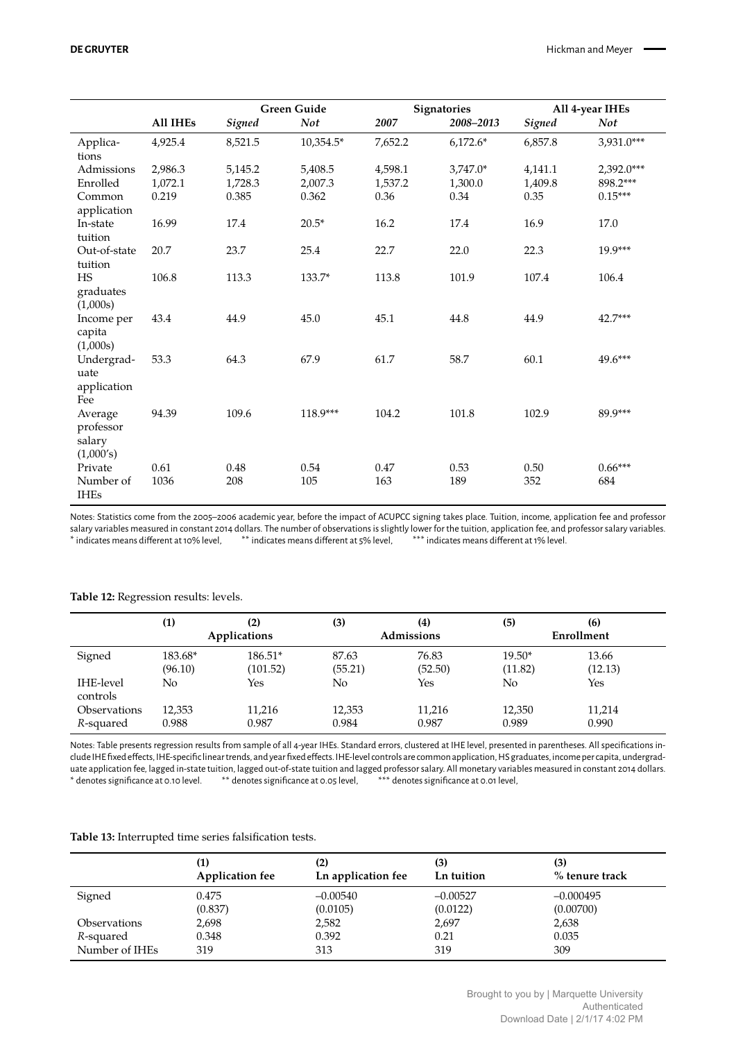| | All IHEs | Green Guide | | Signatories | | All 4-year IHEs | |
|---|---|---|---|---|---|---|---|
| | | *Signed* | *Not* | *2007* | *2008–2013* | *Signed* | *Not* |
| Applications | 4,925.4 | 8,521.5 | 10,354.5* | 7,652.2 | 6,172.6* | 6,857.8 | 3,931.0*** |
| Admissions | 2,986.3 | 5,145.2 | 5,408.5 | 4,598.1 | 3,747.0* | 4,141.1 | 2,392.0*** |
| Enrolled | 1,072.1 | 1,728.3 | 2,007.3 | 1,537.2 | 1,300.0 | 1,409.8 | 898.2*** |
| Common application | 0.219 | 0.385 | 0.362 | 0.36 | 0.34 | 0.35 | 0.15*** |
| In-state tuition | 16.99 | 17.4 | 20.5* | 16.2 | 17.4 | 16.9 | 17.0 |
| Out-of-state tuition | 20.7 | 23.7 | 25.4 | 22.7 | 22.0 | 22.3 | 19.9*** |
| HS graduates (1,000s) | 106.8 | 113.3 | 133.7* | 113.8 | 101.9 | 107.4 | 106.4 |
| Income per capita (1,000s) | 43.4 | 44.9 | 45.0 | 45.1 | 44.8 | 44.9 | 42.7*** |
| Undergraduate application Fee | 53.3 | 64.3 | 67.9 | 61.7 | 58.7 | 60.1 | 49.6*** |
| Average professor salary (1,000's) | 94.39 | 109.6 | 118.9*** | 104.2 | 101.8 | 102.9 | 89.9*** |
| Private | 0.61 | 0.48 | 0.54 | 0.47 | 0.53 | 0.50 | 0.66*** |
| Number of IHEs | 1036 | 208 | 105 | 163 | 189 | 352 | 684 |

Notes: Statistics come from the 2005–2006 academic year, before the impact of ACUPCC signing takes place. Tuition, income, application fee and professor salary variables measured in constant 2014 dollars. The number of observations is slightly lower for the tuition, application fee, and professor salary variables. * indicates means different at 10% level, ** indicates means different at 5% level, *** indicates means different at 1% level.

**Table 12:** Regression results: levels.

| | (1) | (2) | (3) | (4) | (5) | (6) |
|---|---|---|---|---|---|---|
| | Applications | | Admissions | | Enrollment | |
| Signed | 183.68* | 186.51* | 87.63 | 76.83 | 19.50* | 13.66 |
| | (96.10) | (101.52) | (55.21) | (52.50) | (11.82) | (12.13) |
| IHE-level controls | No | Yes | No | Yes | No | Yes |
| Observations | 12,353 | 11,216 | 12,353 | 11,216 | 12,350 | 11,214 |
| *R*-squared | 0.988 | 0.987 | 0.984 | 0.987 | 0.989 | 0.990 |

Notes: Table presents regression results from sample of all 4-year IHEs. Standard errors, clustered at IHE level, presented in parentheses. All specifications include IHE fixed effects, IHE-specific linear trends, and year fixed effects. IHE-level controls are common application, HS graduates, income per capita, undergraduate application fee, lagged in-state tuition, lagged out-of-state tuition and lagged professor salary. All monetary variables measured in constant 2014 dollars. * denotes significance at 0.10 level. ** denotes significance at 0.05 level, *** denotes significance at 0.01 level,

**Table 13:** Interrupted time series falsification tests.

| | (1) | (2) | (3) | (3) |
|---|---|---|---|---|
| | Application fee | Ln application fee | Ln tuition | % tenure track |
| Signed | 0.475 | –0.00540 | –0.00527 | –0.000495 |
| | (0.837) | (0.0105) | (0.0122) | (0.00700) |
| Observations | 2,698 | 2,582 | 2,697 | 2,638 |
| *R*-squared | 0.348 | 0.392 | 0.21 | 0.035 |
| Number of IHEs | 319 | 313 | 319 | 309 |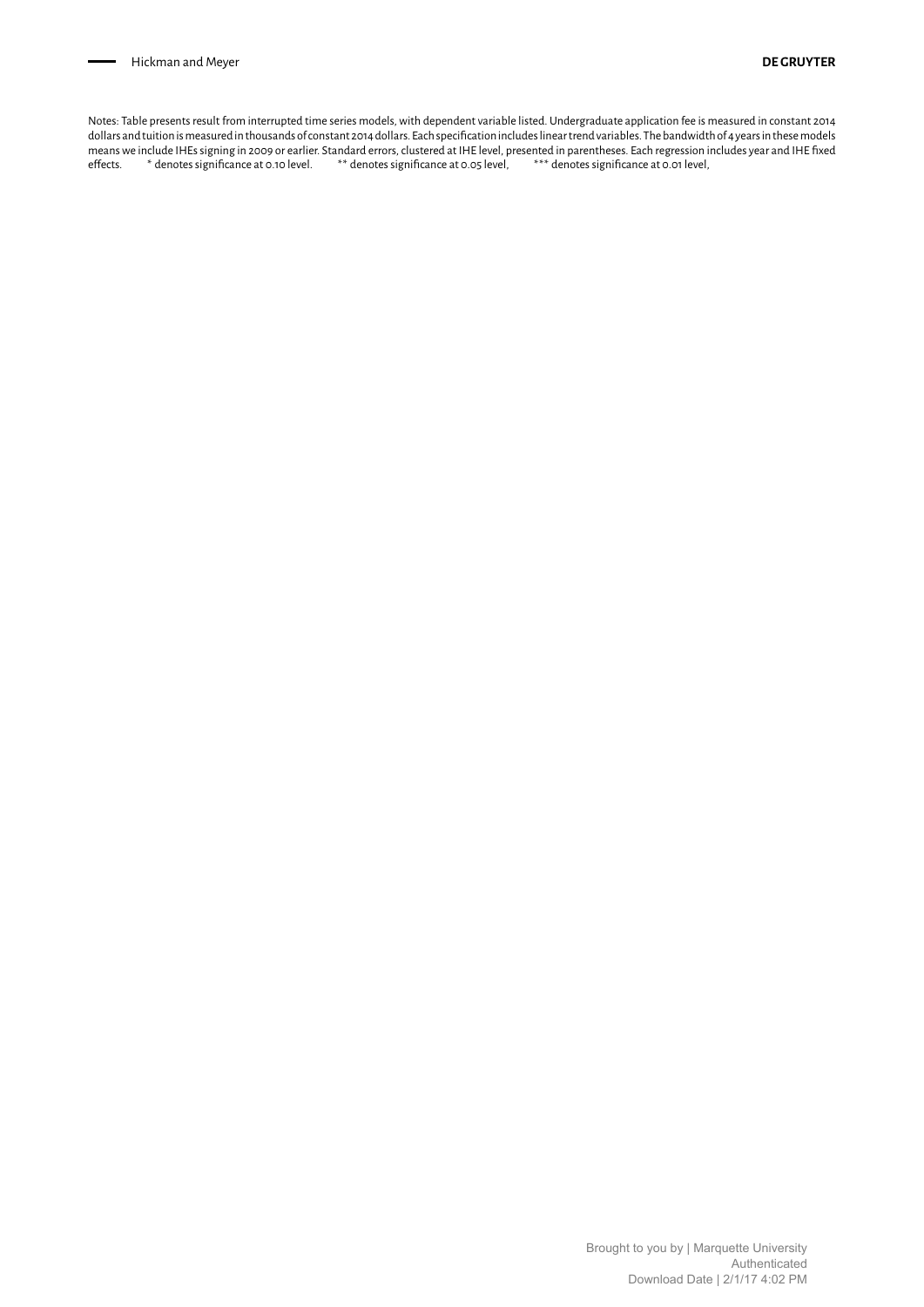Notes: Table presents result from interrupted time series models, with dependent variable listed. Undergraduate application fee is measured in constant 2014 dollars and tuition is measured in thousands of constant 2014 dollars. Each specification includes linear trend variables. The bandwidth of 4 years in these models means we include IHEs signing in 2009 or earlier. Standard errors, clustered at IHE level, presented in parentheses. Each regression includes year and IHE fixed effects. * denotes significance at 0.10 level. ** denotes significance at 0.05 level, *** denotes significance at 0.01 level,